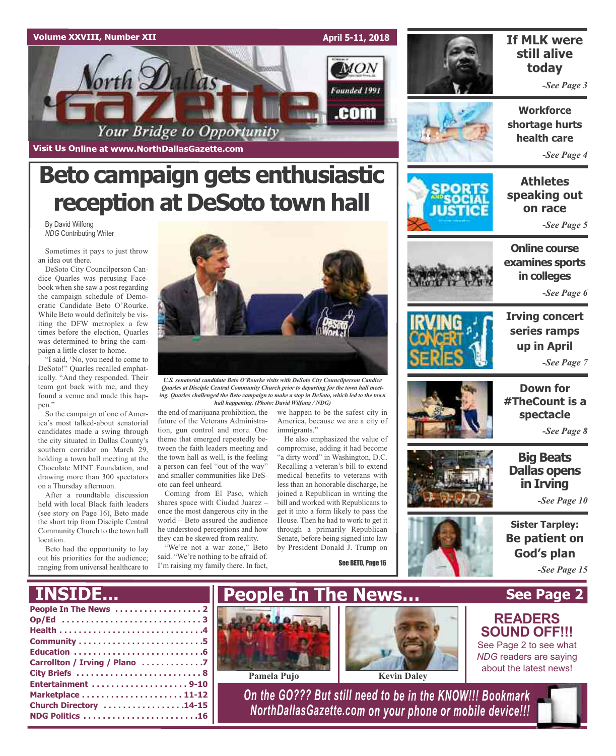# North Dallas Gazette

**Your Bridge to Opportunity**

Founded 1991

**Visit Us Online at www.NorthDallasGazette.com**

# Beto campaign gets enthusiastic reception at DeSoto town hall

By David Wilfong
*NDG* Contributing Writer

Sometimes it pays to just throw an idea out there.

DeSoto City Councilperson Candice Quarles was perusing Facebook when she saw a post regarding the campaign schedule of Democratic Candidate Beto O'Rourke. While Beto would definitely be visiting the DFW metroplex a few times before the election, Quarles was determined to bring the campaign a little closer to home.

"I said, 'No, you need to come to DeSoto!" Quarles recalled emphatically. "And they responded. Their team got back with me, and they found a venue and made this happen."

So the campaign of one of America's most talked-about senatorial candidates made a swing through the city situated in Dallas County's southern corridor on March 29, holding a town hall meeting at the Chocolate MINT Foundation, and drawing more than 300 spectators on a Thursday afternoon.

After a roundtable discussion held with local Black faith leaders (see story on Page 16), Beto made the short trip from Disciple Central Community Church to the town hall location.

Beto had the opportunity to lay out his priorities for the audience; ranging from universal healthcare to the end of marijuana prohibition, the future of the Veterans Administration, gun control and more. One theme that emerged repeatedly between the faith leaders meeting and the town hall as well, is the feeling a person can feel "out of the way" and smaller communities like DeSoto can feel unheard.

*U.S. senatorial candidate Beto O'Rourke visits with DeSoto City Councilperson Candice Quarles at Disciple Central Community Church prior to departing for the town hall meeting. Quarles challenged the Beto campaign to make a stop in DeSoto, which led to the town hall happening. (Photo: David Wilfong / NDG)*

Coming from El Paso, which shares space with Ciudad Juarez – once the most dangerous city in the world – Beto assured the audience he understood perceptions and how they can be skewed from reality.

"We're not a war zone," Beto said. "We're nothing to be afraid of. I'm raising my family there. In fact, we happen to be the safest city in America, because we are a city of immigrants."

He also emphasized the value of compromise, adding it had become "a dirty word" in Washington, D.C. Recalling a veteran's bill to extend medical benefits to veterans with less than an honorable discharge, he joined a Republican in writing the bill and worked with Republicans to get it into a form likely to pass the House. Then he had to work to get it through a primarily Republican Senate, before being signed into law by President Donald J. Trump on

See BETO, Page 16

---

**If MLK were still alive today** -See Page 3

**Workforce shortage hurts health care** -See Page 4

**Athletes speaking out on race** -See Page 5

**Online course examines sports in colleges** -See Page 6

**Irving concert series ramps up in April** -See Page 7

**Down for #TheCount is a spectacle** -See Page 8

**Big Beats Dallas opens in Irving** -See Page 10

**Sister Tarpley: Be patient on God's plan** -See Page 15

---

## INSIDE...

- People In The News . . . . . 2
- Op/Ed . . . . . 3
- Health . . . . . 4
- Community . . . . . 5
- Education . . . . . 6
- Carrollton / Irving / Plano . . . . . 7
- City Briefs . . . . . 8
- Entertainment . . . . . 9-10
- Marketplace . . . . . 11-12
- Church Directory . . . . . 14-15
- NDG Politics . . . . . 16

## People In The News... See Page 2

Pamela Pujo

Kevin Daley

**READERS SOUND OFF!!!**
See Page 2 to see what *NDG* readers are saying about the latest news!

*On the GO??? But still need to be in the KNOW!!! Bookmark NorthDallasGazette.com on your phone or mobile device!!!*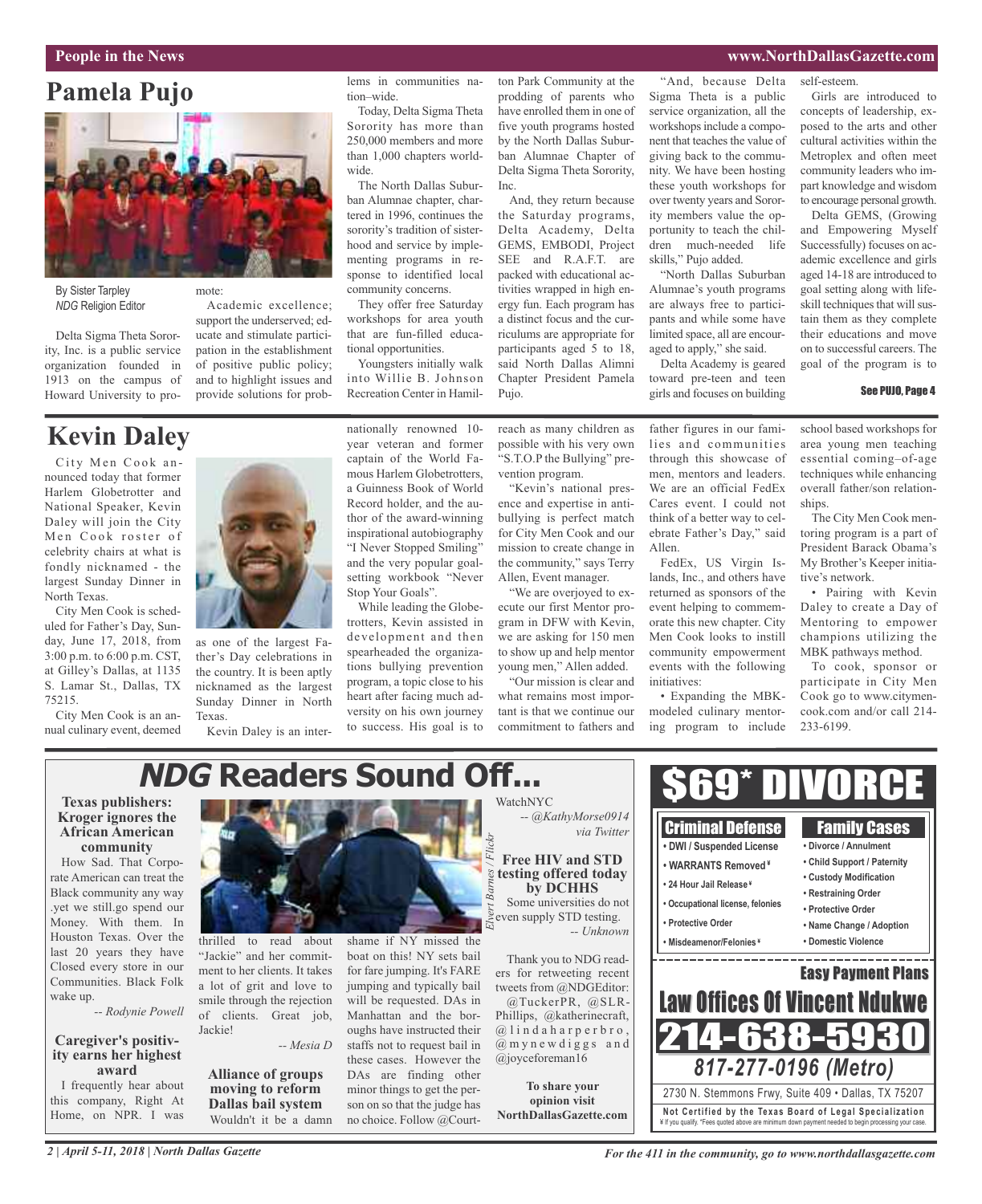## Pamela Pujo

By Sister Tarpley
*NDG* Religion Editor

Delta Sigma Theta Sorority, Inc. is a public service organization founded in 1913 on the campus of Howard University to promote:

Academic excellence; support the underserved; educate and stimulate participation in the establishment of positive public policy; and to highlight issues and provide solutions for problems in communities nation–wide.

Today, Delta Sigma Theta Sorority has more than 250,000 members and more than 1,000 chapters worldwide.

The North Dallas Suburban Alumnae chapter, chartered in 1996, continues the sorority's tradition of sisterhood and service by implementing programs in response to identified local community concerns.

They offer free Saturday workshops for area youth that are fun-filled educational opportunities.

Youngsters initially walk into Willie B. Johnson Recreation Center in Hamilton Park Community at the prodding of parents who have enrolled them in one of five youth programs hosted by the North Dallas Suburban Alumnae Chapter of Delta Sigma Theta Sorority, Inc.

And, they return because the Saturday programs, Delta Academy, Delta GEMS, EMBODI, Project SEE and R.A.F.T. are packed with educational activities wrapped in high energy fun. Each program has a distinct focus and the curriculums are appropriate for participants aged 5 to 18, said North Dallas Alimni Chapter President Pamela Pujo.

"And, because Delta Sigma Theta is a public service organization, all the workshops include a component that teaches the value of giving back to the community. We have been hosting these youth workshops for over twenty years and Sorority members value the opportunity to teach the children much-needed life skills," Pujo added.

"North Dallas Suburban Alumnae's youth programs are always free to participants and while some have limited space, all are encouraged to apply," she said.

Delta Academy is geared toward pre-teen and teen girls and focuses on building self-esteem.

Girls are introduced to concepts of leadership, exposed to the arts and other cultural activities within the Metroplex and often meet community leaders who impart knowledge and wisdom to encourage personal growth.

Delta GEMS, (Growing and Empowering Myself Successfully) focuses on academic excellence and girls aged 14-18 are introduced to goal setting along with life-skill techniques that will sustain them as they complete their educations and move on to successful careers. The goal of the program is to

See PUJO, Page 4

## Kevin Daley

City Men Cook announced today that former Harlem Globetrotter and National Speaker, Kevin Daley will join the City Men Cook roster of celebrity chairs at what is fondly nicknamed - the largest Sunday Dinner in North Texas.

City Men Cook is scheduled for Father's Day, Sunday, June 17, 2018, from 3:00 p.m. to 6:00 p.m. CST, at Gilley's Dallas, at 1135 S. Lamar St., Dallas, TX 75215.

City Men Cook is an annual culinary event, deemed as one of the largest Father's Day celebrations in the country. It is been aptly nicknamed as the largest Sunday Dinner in North Texas.

Kevin Daley is an internationally renowned 10-year veteran and former captain of the World Famous Harlem Globetrotters, a Guinness Book of World Record holder, and the author of the award-winning inspirational autobiography "I Never Stopped Smiling" and the very popular goal-setting workbook "Never Stop Your Goals".

While leading the Globetrotters, Kevin assisted in development and then spearheaded the organizations bullying prevention program, a topic close to his heart after facing much adversity on his own journey to success. His goal is to reach as many children as possible with his very own "S.T.O.P the Bullying" prevention program.

"Kevin's national presence and expertise in anti-bullying is perfect match for City Men Cook and our mission to create change in the community," says Terry Allen, Event manager.

"We are overjoyed to execute our first Mentor program in DFW with Kevin, we are asking for 150 men to show up and help mentor young men," Allen added.

"Our mission is clear and what remains most important is that we continue our commitment to fathers and father figures in our families and communities through this showcase of men, mentors and leaders. We are an official FedEx Cares event. I could not think of a better way to celebrate Father's Day," said Allen.

FedEx, US Virgin Islands, Inc., and others have returned as sponsors of the event helping to commemorate this new chapter. City Men Cook looks to instill community empowerment events with the following initiatives:

- Expanding the MBK-modeled culinary mentoring program to include school based workshops for area young men teaching essential coming–of-age techniques while enhancing overall father/son relationships.

The City Men Cook mentoring program is a part of President Barack Obama's My Brother's Keeper initiative's network.

- Pairing with Kevin Daley to create a Day of Mentoring to empower champions utilizing the MBK pathways method.

To cook, sponsor or participate in City Men Cook go to www.citymencook.com and/or call 214-233-6199.

## *NDG* Readers Sound Off...

### Texas publishers: Kroger ignores the African American community

How Sad. That Corporate American can treat the Black community any way .yet we still.go spend our Money. With them. In Houston Texas. Over the last 20 years they have Closed every store in our Communities. Black Folk wake up.

*-- Rodynie Powell*

### Caregiver's positivity earns her highest award

I frequently hear about this company, Right At Home, on NPR. I was thrilled to read about "Jackie" and her commitment to her clients. It takes a lot of grit and love to smile through the rejection of clients. Great job, Jackie!

*-- Mesia D*

### Alliance of groups moving to reform Dallas bail system

Wouldn't it be a damn shame if NY missed the boat on this! NY sets bail for fare jumping. It's FARE jumping and typically bail will be requested. DAs in Manhattan and the boroughs have instructed their staffs not to request bail in these cases. However the DAs are finding other minor things to get the person on so that the judge has no choice. Follow @CourtWatchNYC

*-- @KathyMorse0914 via Twitter*

Elvert Barnes / Flickr

### Free HIV and STD testing offered today by DCHHS

Some universities do not even supply STD testing.

*-- Unknown*

Thank you to NDG readers for retweeting recent tweets from @NDGEditor: @TuckerPR, @SLR-Phillips, @katherinecraft, @lindaharperbro, @mynewdiggs and @joyceforeman16

**To share your opinion visit NorthDallasGazette.com**

## $69* DIVORCE

**Criminal Defense**
- DWI / Suspended License
- WARRANTS Removed¥
- 24 Hour Jail Release¥
- Occupational license, felonies
- Protective Order
- Misdeamenor/Felonies¥

**Family Cases**
- Divorce / Annulment
- Child Support / Paternity
- Custody Modification
- Restraining Order
- Protective Order
- Name Change / Adoption
- Domestic Violence

**Easy Payment Plans**

**Law Offices Of Vincent Ndukwe**

**214-638-5930**

*817-277-0196 (Metro)*

2730 N. Stemmons Frwy, Suite 409 • Dallas, TX 75207

**Not Certified by the Texas Board of Legal Specialization**
¥ If you qualify. *Fees quoted above are minimum down payment needed to begin processing your case.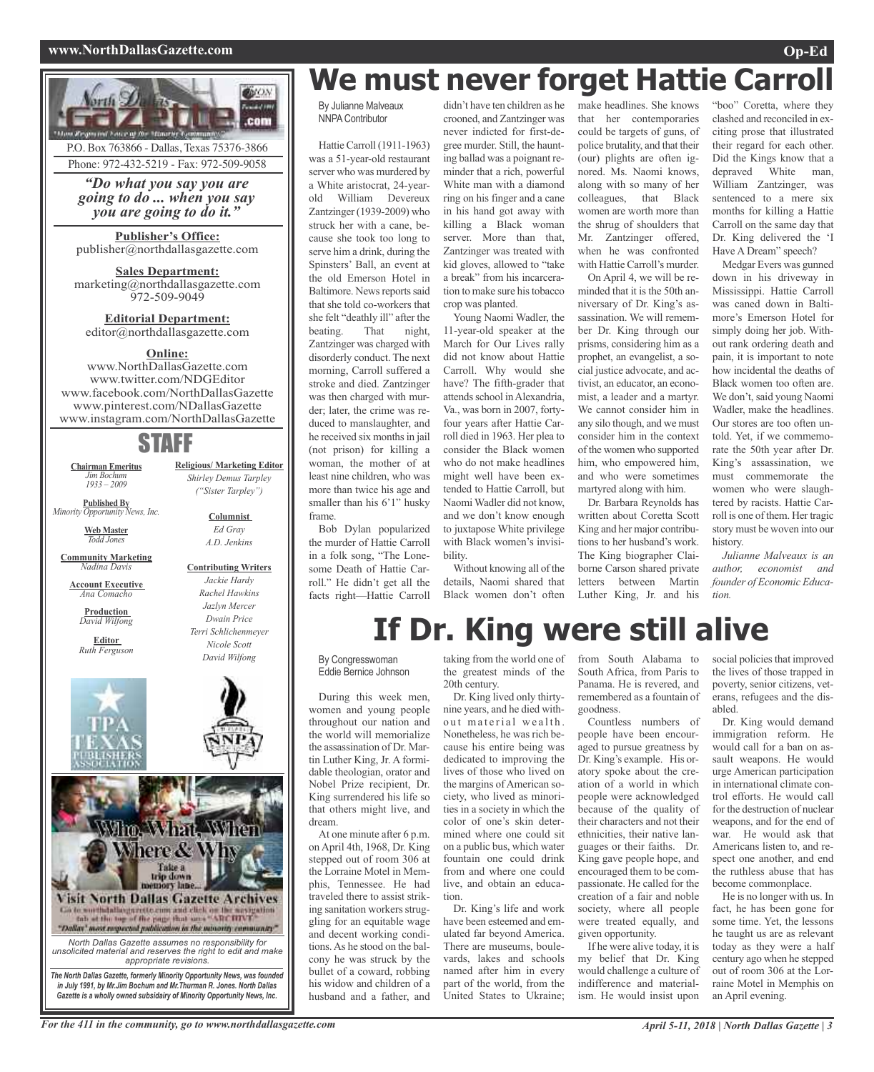**P.O. Box 763866 - Dallas, Texas 75376-3866**
Phone: 972-432-5219 - Fax: 972-509-9058

*"Do what you say you are going to do ... when you say you are going to do it."*

**Publisher's Office:**
publisher@northdallasgazette.com

**Sales Department:**
marketing@northdallasgazette.com
972-509-9049

**Editorial Department:**
editor@northdallasgazette.com

**Online:**
www.NorthDallasGazette.com
www.twitter.com/NDGEditor
www.facebook.com/NorthDallasGazette
www.pinterest.com/NDallasGazette
www.instagram.com/NorthDallasGazette

## STAFF

**Chairman Emeritus**
*Jim Bochum*
*1933 – 2009*

**Published By**
*Minority Opportunity News, Inc.*

**Web Master**
*Todd Jones*

**Community Marketing**
*Nadina Davis*

**Account Executive**
*Ana Comacho*

**Production**
*David Wilfong*

**Editor**
*Ruth Ferguson*

**Religious/ Marketing Editor**
*Shirley Demus Tarpley*
*("Sister Tarpley")*

**Columnist**
*Ed Gray*
*A.D. Jenkins*

**Contributing Writers**
*Jackie Hardy*
*Rachel Hawkins*
*Jazlyn Mercer*
*Dwain Price*
*Terri Schlichenmeyer*
*Nicole Scott*
*David Wilfong*

Who, What, When Where & Why
Take a trip down memory lane...
Visit North Dallas Gazette Archives
Go to northdallasgazette.com and click on the navigation tab at the top of the page that says "ARCHIVE"
"Dallas' most respected publication in the minority community"

*North Dallas Gazette assumes no responsibility for unsolicited material and reserves the right to edit and make appropriate revisions.*

***The North Dallas Gazette, formerly Minority Opportunity News, was founded in July 1991, by Mr.Jim Bochum and Mr.Thurman R. Jones. North Dallas Gazette is a wholly owned subsidairy of Minority Opportunity News, Inc.***

# We must never forget Hattie Carroll

By Julianne Malveaux
NNPA Contributor

Hattie Carroll (1911-1963) was a 51-year-old restaurant server who was murdered by a White aristocrat, 24-year-old William Devereux Zantzinger (1939-2009) who struck her with a cane, because she took too long to serve him a drink, during the Spinsters' Ball, an event at the old Emerson Hotel in Baltimore. News reports said that she told co-workers that she felt "deathly ill" after the beating. That night, Zantzinger was charged with disorderly conduct. The next morning, Carroll suffered a stroke and died. Zantzinger was then charged with murder; later, the crime was reduced to manslaughter, and he received six months in jail (not prison) for killing a woman, the mother of at least nine children, who was more than twice his age and smaller than his 6'1" husky frame.

Bob Dylan popularized the murder of Hattie Carroll in a folk song, "The Lonesome Death of Hattie Carroll." He didn't get all the facts right—Hattie Carroll didn't have ten children as he crooned, and Zantzinger was never indicted for first-degree murder. Still, the haunting ballad was a poignant reminder that a rich, powerful White man with a diamond ring on his finger and a cane in his hand got away with killing a Black woman server. More than that, Zantzinger was treated with kid gloves, allowed to "take a break" from his incarceration to make sure his tobacco crop was planted.

Young Naomi Wadler, the 11-year-old speaker at the March for Our Lives rally did not know about Hattie Carroll. Why would she have? The fifth-grader that attends school in Alexandria, Va., was born in 2007, forty-four years after Hattie Carroll died in 1963. Her plea to consider the Black women who do not make headlines might well have been extended to Hattie Carroll, but Naomi Wadler did not know, and we don't know enough to juxtapose White privilege with Black women's invisibility.

Without knowing all of the details, Naomi shared that Black women don't often make headlines. She knows that her contemporaries could be targets of guns, of police brutality, and that their (our) plights are often ignored. Ms. Naomi knows, along with so many of her colleagues, that Black women are worth more than the shrug of shoulders that Mr. Zantzinger offered, when he was confronted with Hattie Carroll's murder.

On April 4, we will be reminded that it is the 50th anniversary of Dr. King's assassination. We will remember Dr. King through our prisms, considering him as a prophet, an evangelist, a social justice advocate, and activist, an educator, an economist, a leader and a martyr. We cannot consider him in any silo though, and we must consider him in the context of the women who supported him, who empowered him, and who were sometimes martyred along with him.

Dr. Barbara Reynolds has written about Coretta Scott King and her major contributions to her husband's work. The King biographer Claiborne Carson shared private letters between Martin Luther King, Jr. and his "boo" Coretta, where they clashed and reconciled in exciting prose that illustrated their regard for each other. Did the Kings know that a depraved White man, William Zantzinger, was sentenced to a mere six months for killing a Hattie Carroll on the same day that Dr. King delivered the 'I Have A Dream" speech?

Medgar Evers was gunned down in his driveway in Mississippi. Hattie Carroll was caned down in Baltimore's Emerson Hotel for simply doing her job. Without rank ordering death and pain, it is important to note how incidental the deaths of Black women too often are. We don't, said young Naomi Wadler, make the headlines. Our stores are too often untold. Yet, if we commemorate the 50th year after Dr. King's assassination, we must commemorate the women who were slaughtered by racists. Hattie Carroll is one of them. Her tragic story must be woven into our history.

*Julianne Malveaux is an author, economist and founder of Economic Education.*

# If Dr. King were still alive

By Congresswoman Eddie Bernice Johnson

During this week men, women and young people throughout our nation and the world will memorialize the assassination of Dr. Martin Luther King, Jr. A formidable theologian, orator and Nobel Prize recipient, Dr. King surrendered his life so that others might live, and dream.

At one minute after 6 p.m. on April 4th, 1968, Dr. King stepped out of room 306 at the Lorraine Motel in Memphis, Tennessee. He had traveled there to assist striking sanitation workers struggling for an equitable wage and decent working conditions. As he stood on the balcony he was struck by the bullet of a coward, robbing his widow and children of a husband and a father, and taking from the world one of the greatest minds of the 20th century.

Dr. King lived only thirty-nine years, and he died without material wealth. Nonetheless, he was rich because his entire being was dedicated to improving the lives of those who lived on the margins of American society, who lived as minorities in a society in which the color of one's skin determined where one could sit on a public bus, which water fountain one could drink from and where one could live, and obtain an education.

Dr. King's life and work have been esteemed and emulated far beyond America. There are museums, boulevards, lakes and schools named after him in every part of the world, from the United States to Ukraine; from South Alabama to South Africa, from Paris to Panama. He is revered, and remembered as a fountain of goodness.

Countless numbers of people have been encouraged to pursue greatness by Dr. King's example. His oratory spoke about the creation of a world in which people were acknowledged because of the quality of their characters and not their ethnicities, their native languages or their faiths. Dr. King gave people hope, and encouraged them to be compassionate. He called for the creation of a fair and noble society, where all people were treated equally, and given opportunity.

If he were alive today, it is my belief that Dr. King would challenge a culture of indifference and materialism. He would insist upon social policies that improved the lives of those trapped in poverty, senior citizens, veterans, refugees and the disabled.

Dr. King would demand immigration reform. He would call for a ban on assault weapons. He would urge American participation in international climate control efforts. He would call for the destruction of nuclear weapons, and for the end of war. He would ask that Americans listen to, and respect one another, and end the ruthless abuse that has become commonplace.

He is no longer with us. In fact, he has been gone for some time. Yet, the lessons he taught us are as relevant today as they were a half century ago when he stepped out of room 306 at the Lorraine Motel in Memphis on an April evening.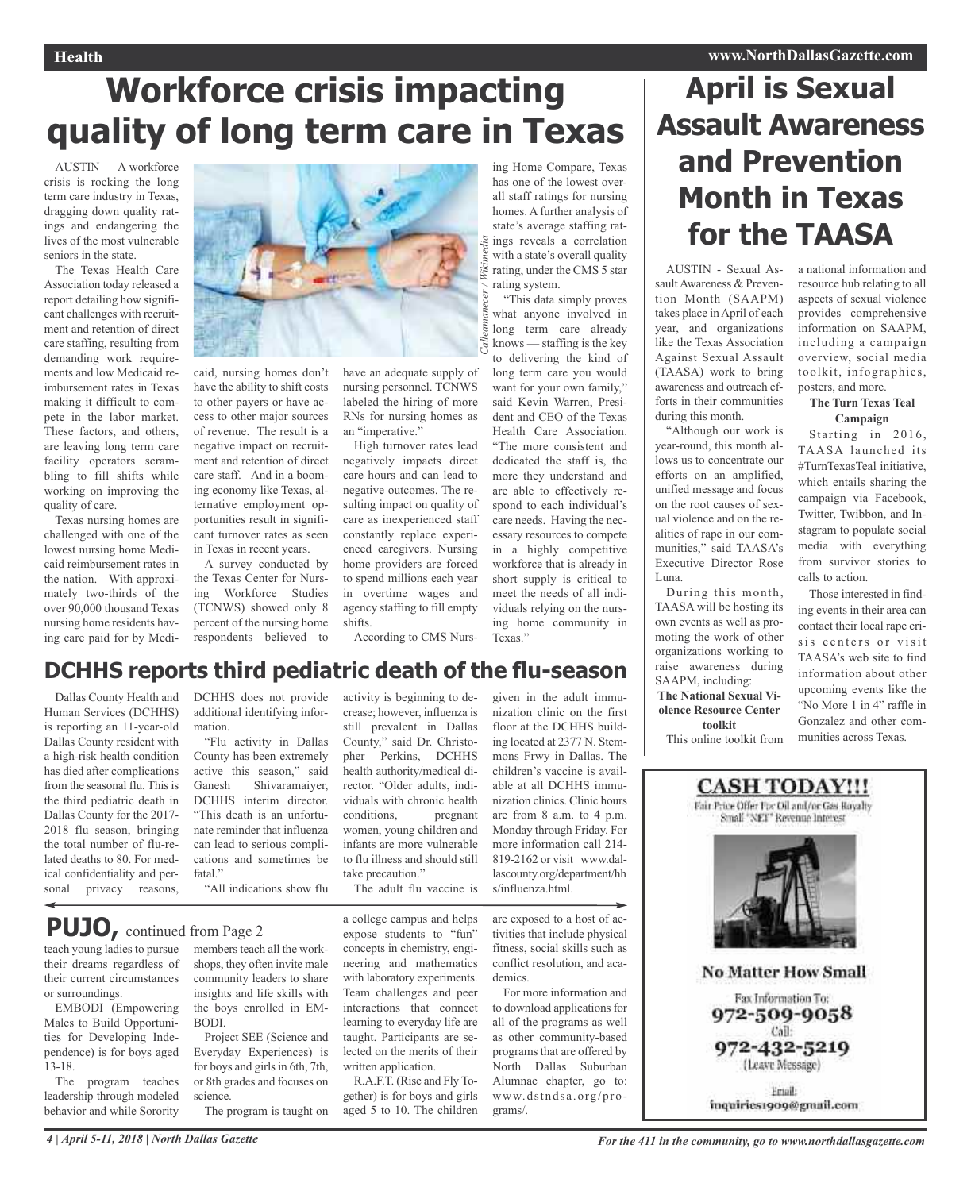# Workforce crisis impacting quality of long term care in Texas

AUSTIN — A workforce crisis is rocking the long term care industry in Texas, dragging down quality ratings and endangering the lives of the most vulnerable seniors in the state.

The Texas Health Care Association today released a report detailing how significant challenges with recruitment and retention of direct care staffing, resulting from demanding work requirements and low Medicaid reimbursement rates in Texas making it difficult to compete in the labor market. These factors, and others, are leaving long term care facility operators scrambling to fill shifts while working on improving the quality of care.

Texas nursing homes are challenged with one of the lowest nursing home Medicaid reimbursement rates in the nation. With approximately two-thirds of the over 90,000 thousand Texas nursing home residents having care paid for by Medicaid, nursing homes don't have the ability to shift costs to other payers or have access to other major sources of revenue. The result is a negative impact on recruitment and retention of direct care staff. And in a booming economy like Texas, alternative employment opportunities result in significant turnover rates as seen in Texas in recent years.

A survey conducted by the Texas Center for Nursing Workforce Studies (TCNWS) showed only 8 percent of the nursing home respondents believed to have an adequate supply of nursing personnel. TCNWS labeled the hiring of more RNs for nursing homes as an "imperative."

High turnover rates lead negatively impacts direct care hours and can lead to negative outcomes. The resulting impact on quality of care as inexperienced staff constantly replace experienced caregivers. Nursing home providers are forced to spend millions each year in overtime wages and agency staffing to fill empty shifts.

According to CMS Nursing Home Compare, Texas has one of the lowest overall staff ratings for nursing homes. A further analysis of state's average staffing ratings reveals a correlation with a state's overall quality rating, under the CMS 5 star rating system.

*Calleamanecer / Wikimedia*

"This data simply proves what anyone involved in long term care already knows — staffing is the key to delivering the kind of long term care you would want for your own family," said Kevin Warren, President and CEO of the Texas Health Care Association. "The more consistent and dedicated the staff is, the more they understand and are able to effectively respond to each individual's care needs. Having the necessary resources to compete in a highly competitive workforce that is already in short supply is critical to meet the needs of all individuals relying on the nursing home community in Texas."

# April is Sexual Assault Awareness and Prevention Month in Texas for the TAASA

AUSTIN - Sexual Assault Awareness & Prevention Month (SAAPM) takes place in April of each year, and organizations like the Texas Association Against Sexual Assault (TAASA) work to bring awareness and outreach efforts in their communities during this month.

"Although our work is year-round, this month allows us to concentrate our efforts on an amplified, unified message and focus on the root causes of sexual violence and on the realities of rape in our communities," said TAASA's Executive Director Rose Luna.

During this month, TAASA will be hosting its own events as well as promoting the work of other organizations working to raise awareness during SAAPM, including:

**The National Sexual Violence Resource Center toolkit**

This online toolkit from a national information and resource hub relating to all aspects of sexual violence provides comprehensive information on SAAPM, including a campaign overview, social media toolkit, infographics, posters, and more.

**The Turn Texas Teal Campaign**

Starting in 2016, TAASA launched its #TurnTexasTeal initiative, which entails sharing the campaign via Facebook, Twitter, Twibbon, and Instagram to populate social media with everything from survivor stories to calls to action.

Those interested in finding events in their area can contact their local rape crisis centers or visit TAASA's web site to find information about other upcoming events like the "No More 1 in 4" raffle in Gonzalez and other communities across Texas.

## DCHHS reports third pediatric death of the flu-season

Dallas County Health and Human Services (DCHHS) is reporting an 11-year-old Dallas County resident with a high-risk health condition has died after complications from the seasonal flu. This is the third pediatric death in Dallas County for the 2017-2018 flu season, bringing the total number of flu-related deaths to 80. For medical confidentiality and personal privacy reasons, DCHHS does not provide additional identifying information.

"Flu activity in Dallas County has been extremely active this season," said Ganesh Shivaramaiyer, DCHHS interim director. "This death is an unfortunate reminder that influenza can lead to serious complications and sometimes be fatal."

"All indications show flu activity is beginning to decrease; however, influenza is still prevalent in Dallas County," said Dr. Christopher Perkins, DCHHS health authority/medical director. "Older adults, individuals with chronic health conditions, pregnant women, young children and infants are more vulnerable to flu illness and should still take precaution."

The adult flu vaccine is given in the adult immunization clinic on the first floor at the DCHHS building located at 2377 N. Stemmons Frwy in Dallas. The children's vaccine is available at all DCHHS immunization clinics. Clinic hours are from 8 a.m. to 4 p.m. Monday through Friday. For more information call 214-819-2162 or visit www.dallascounty.org/department/hhs/influenza.html.

## PUJO, continued from Page 2

teach young ladies to pursue their dreams regardless of their current circumstances or surroundings.

EMBODI (Empowering Males to Build Opportunities for Developing Independence) is for boys aged 13-18.

The program teaches leadership through modeled behavior and while Sorority members teach all the workshops, they often invite male community leaders to share insights and life skills with the boys enrolled in EMBODI.

Project SEE (Science and Everyday Experiences) is for boys and girls in 6th, 7th, or 8th grades and focuses on science.

The program is taught on a college campus and helps expose students to "fun" concepts in chemistry, engineering and mathematics with laboratory experiments. Team challenges and peer interactions that connect learning to everyday life are taught. Participants are selected on the merits of their written application.

R.A.F.T. (Rise and Fly Together) is for boys and girls aged 5 to 10. The children are exposed to a host of activities that include physical fitness, social skills such as conflict resolution, and academics.

For more information and to download applications for all of the programs as well as other community-based programs that are offered by North Dallas Suburban Alumnae chapter, go to: www.dstndsa.org/programs/.

**CASH TODAY!!!**

Fair Price Offer For Oil and/or Gas Royalty Small "NET" Revenue Interest

**No Matter How Small**

Fax Information To: 972-509-9058

Call: 972-432-5219 (Leave Message)

Email: inquiries1909@gmail.com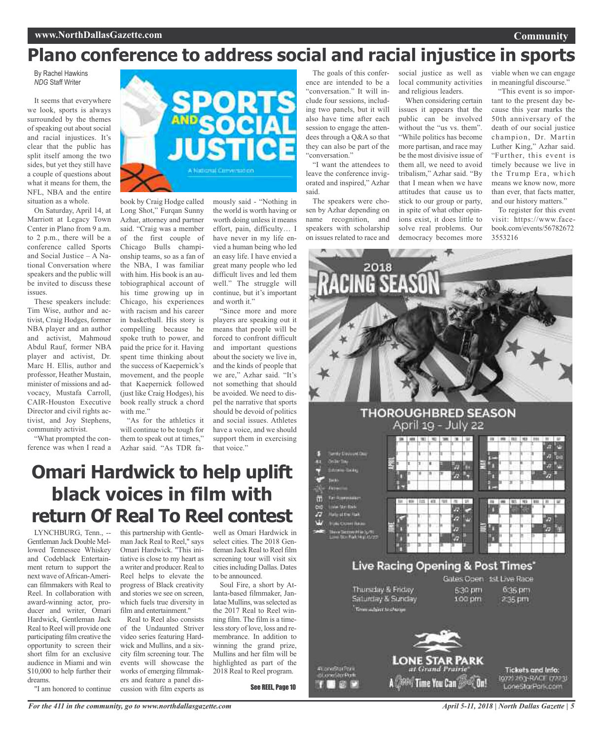# Plano conference to address social and racial injustice in sports

By Rachel Hawkins
*NDG* Staff Writer

It seems that everywhere we look, sports is always surrounded by the themes of speaking out about social and racial injustices. It's clear that the public has split itself among the two sides, but yet they still have a couple of questions about what it means for them, the NFL, NBA and the entire situation as a whole.

On Saturday, April 14, at Marriott at Legacy Town Center in Plano from 9 a.m. to 2 p.m., there will be a conference called Sports and Social Justice – A National Conversation where speakers and the public will be invited to discuss these issues.

These speakers include: Tim Wise, author and activist, Craig Hodges, former NBA player and an author and activist, Mahmoud Abdul Rauf, former NBA player and activist, Dr. Marc H. Ellis, author and professor, Heather Mustain, minister of missions and advocacy, Mustafa Carroll, CAIR-Houston Executive Director and civil rights activist, and Joy Stephens, community activist.

"What prompted the conference was when I read a book by Craig Hodge called Long Shot," Furqan Sunny Azhar, attorney and partner said. "Craig was a member of the first couple of Chicago Bulls championship teams, so as a fan of the NBA, I was familiar with him. His book is an autobiographical account of his time growing up in Chicago, his experiences with racism and his career in basketball. His story is compelling because he spoke truth to power, and paid the price for it. Having spent time thinking about the success of Kaepernick's movement, and the people that Kaepernick followed (just like Craig Hodges), his book really struck a chord with me."

"As for the athletics it will continue to be tough for them to speak out at times," Azhar said. "As TDR famously said - "Nothing in the world is worth having or worth doing unless it means effort, pain, difficulty… I have never in my life envied a human being who led an easy life. I have envied a great many people who led difficult lives and led them well." The struggle will continue, but it's important and worth it."

"Since more and more players are speaking out it means that people will be forced to confront difficult and important questions about the society we live in, and the kinds of people that we are," Azhar said. "It's not something that should be avoided. We need to dispel the narrative that sports should be devoid of politics and social issues. Athletes have a voice, and we should support them in exercising that voice."

The goals of this conference are intended to be a "conversation." It will include four sessions, including two panels, but it will also have time after each session to engage the attendees through a Q&A so that they can also be part of the "conversation."

"I want the attendees to leave the conference invigorated and inspired," Azhar said.

The speakers were chosen by Azhar depending on name recognition, and speakers with scholarship on issues related to race and social justice as well as local community activities and religious leaders.

When considering certain issues it appears that the public can be involved without the "us vs. them". "While politics has become more partisan, and race may be the most divisive issue of them all, we need to avoid tribalism," Azhar said. "By that I mean when we have attitudes that cause us to stick to our group or party, in spite of what other opinions exist, it does little to solve real problems. Our democracy becomes more viable when we can engage in meaningful discourse."

"This event is so important to the present day because this year marks the 50th anniversary of the death of our social justice champion, Dr. Martin Luther King," Azhar said. "Further, this event is timely because we live in the Trump Era, which means we know now, more than ever, that facts matter, and our history matters."

To register for this event visit: https://www.facebook.com/events/567826723553216

# Omari Hardwick to help uplift black voices in film with return Of Real To Reel contest

LYNCHBURG, Tenn., -- Gentleman Jack Double Mellowed Tennessee Whiskey and Codeblack Entertainment return to support the next wave of African-American filmmakers with Real to Reel. In collaboration with award-winning actor, producer and writer, Omari Hardwick, Gentleman Jack Real to Reel will provide one participating film creative the opportunity to screen their short film for an exclusive audience in Miami and win $10,000 to help further their dreams.

"I am honored to continue this partnership with Gentleman Jack Real to Reel," says Omari Hardwick. "This initiative is close to my heart as a writer and producer. Real to Reel helps to elevate the progress of Black creativity and stories we see on screen, which fuels true diversity in film and entertainment."

Real to Reel also consists of the Undaunted Striver video series featuring Hardwick and Mullins, and a six-city film screening tour. The events will showcase the works of emerging filmmakers and feature a panel discussion with film experts as well as Omari Hardwick in select cities. The 2018 Gentleman Jack Real to Reel film screening tour will visit six cities including Dallas. Dates to be announced.

Soul Fire, a short by Atlanta-based filmmaker, Janlatae Mullins, was selected as the 2017 Real to Reel winning film. The film is a timeless story of love, loss and remembrance. In addition to winning the grand prize, Mullins and her film will be highlighted as part of the 2018 Real to Reel program.

See REEL, Page 10

2018 RACING SEASON

THOROUGHBRED SEASON
April 19 - July 22

Live Racing Opening & Post Times*

| | Gates Open | 1st Live Race |
|---|---|---|
| Thursday & Friday | 6:30 pm | 6:35 pm |
| Saturday & Sunday | 1:00 pm | 2:35 pm |

*Times subject to change

LONE STAR PARK at Grand Prairie

A Good Time You Can Bet On!

Tickets and Info: (972) 263-RACE (7223) LoneStarPark.com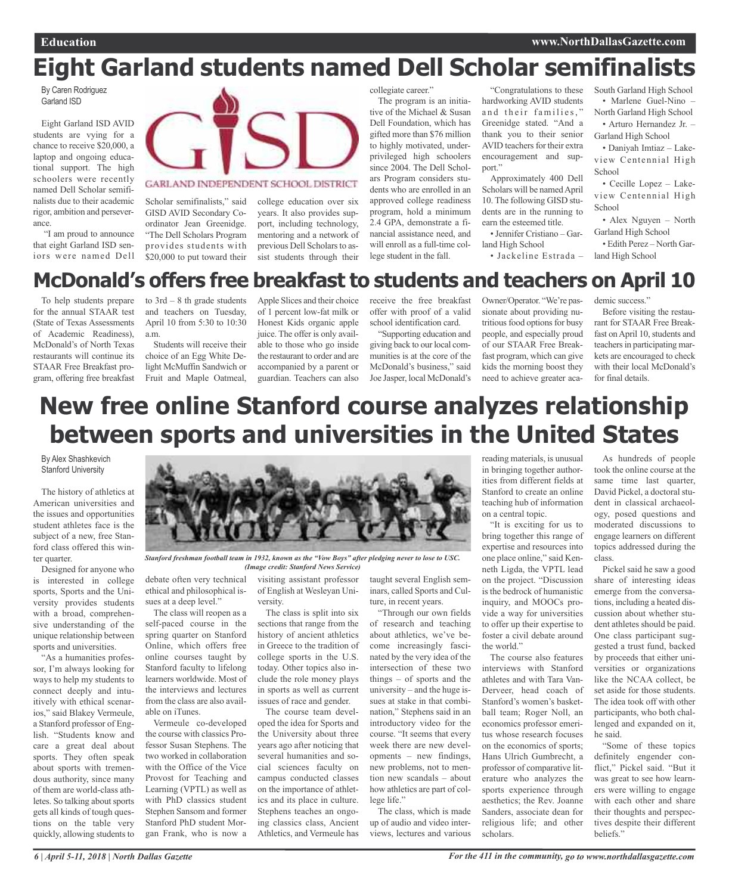# Eight Garland students named Dell Scholar semifinalists

By Caren Rodriguez
Garland ISD

Eight Garland ISD AVID students are vying for a chance to receive $20,000, a laptop and ongoing educational support. The high schoolers were recently named Dell Scholar semifinalists due to their academic rigor, ambition and perseverance.

"I am proud to announce that eight Garland ISD seniors were named Dell Scholar semifinalists," said GISD AVID Secondary Coordinator Jean Greenidge. "The Dell Scholars Program provides students with $20,000 to put toward their college education over six years. It also provides support, including technology, mentoring and a network of previous Dell Scholars to assist students through their collegiate career."

The program is an initiative of the Michael & Susan Dell Foundation, which has gifted more than $76 million to highly motivated, underprivileged high schoolers since 2004. The Dell Scholars Program considers students who are enrolled in an approved college readiness program, hold a minimum 2.4 GPA, demonstrate a financial assistance need, and will enroll as a full-time college student in the fall.

"Congratulations to these hardworking AVID students and their families," Greenidge stated. "And a thank you to their senior AVID teachers for their extra encouragement and support."

Approximately 400 Dell Scholars will be named April 10. The following GISD students are in the running to earn the esteemed title.

- Jennifer Cristiano – Garland High School
- Jackeline Estrada – South Garland High School
- Marlene Guel-Nino – North Garland High School
- Arturo Hernandez Jr. – Garland High School
- Daniyah Imtiaz – Lakeview Centennial High School
- Cecille Lopez – Lakeview Centennial High School
- Alex Nguyen – North Garland High School
- Edith Perez – North Garland High School

# McDonald's offers free breakfast to students and teachers on April 10

To help students prepare for the annual STAAR test (State of Texas Assessments of Academic Readiness), McDonald's of North Texas restaurants will continue its STAAR Free Breakfast program, offering free breakfast to 3rd – 8 th grade students and teachers on Tuesday, April 10 from 5:30 to 10:30 a.m.

Students will receive their choice of an Egg White Delight McMuffin Sandwich or Fruit and Maple Oatmeal, Apple Slices and their choice of 1 percent low-fat milk or Honest Kids organic apple juice. The offer is only available to those who go inside the restaurant to order and are accompanied by a parent or guardian. Teachers can also receive the free breakfast offer with proof of a valid school identification card.

"Supporting education and giving back to our local communities is at the core of the McDonald's business," said Joe Jasper, local McDonald's Owner/Operator. "We're passionate about providing nutritious food options for busy people, and especially proud of our STAAR Free Breakfast program, which can give kids the morning boost they need to achieve greater academic success."

Before visiting the restaurant for STAAR Free Breakfast on April 10, students and teachers in participating markets are encouraged to check with their local McDonald's for final details.

# New free online Stanford course analyzes relationship between sports and universities in the United States

By Alex Shashkevich
Stanford University

The history of athletics at American universities and the issues and opportunities student athletes face is the subject of a new, free Stanford class offered this winter quarter.

Designed for anyone who is interested in college sports, Sports and the University provides students with a broad, comprehensive understanding of the unique relationship between sports and universities.

"As a humanities professor, I'm always looking for ways to help my students to connect deeply and intuitively with ethical scenarios," said Blakey Vermeule, a Stanford professor of English. "Students know and care a great deal about sports. They often speak about sports with tremendous authority, since many of them are world-class athletes. So talking about sports gets all kinds of tough questions on the table very quickly, allowing students to debate often very technical ethical and philosophical issues at a deep level."

*Stanford freshman football team in 1932, known as the "Vow Boys" after pledging never to lose to USC. (Image credit: Stanford News Service)*

The class will reopen as a self-paced course in the spring quarter on Stanford Online, which offers free online courses taught by Stanford faculty to lifelong learners worldwide. Most of the interviews and lectures from the class are also available on iTunes.

Vermeule co-developed the course with classics Professor Susan Stephens. The two worked in collaboration with the Office of the Vice Provost for Teaching and Learning (VPTL) as well as with PhD classics student Stephen Sansom and former Stanford PhD student Morgan Frank, who is now a visiting assistant professor of English at Wesleyan University.

The class is split into six sections that range from the history of ancient athletics in Greece to the tradition of college sports in the U.S. today. Other topics also include the role money plays in sports as well as current issues of race and gender.

The course team developed the idea for Sports and the University about three years ago after noticing that several humanities and social sciences faculty on campus conducted classes on the importance of athletics and its place in culture. Stephens teaches an ongoing classics class, Ancient Athletics, and Vermeule has taught several English seminars, called Sports and Culture, in recent years.

"Through our own fields of research and teaching about athletics, we've become increasingly fascinated by the very idea of the intersection of these two things – of sports and the university – and the huge issues at stake in that combination," Stephens said in an introductory video for the course. "It seems that every week there are new developments – new findings, new problems, not to mention new scandals – about how athletics are part of college life."

The class, which is made up of audio and video interviews, lectures and various reading materials, is unusual in bringing together authorities from different fields at Stanford to create an online teaching hub of information on a central topic.

"It is exciting for us to bring together this range of expertise and resources into one place online," said Kenneth Ligda, the VPTL lead on the project. "Discussion is the bedrock of humanistic inquiry, and MOOCs provide a way for universities to offer up their expertise to foster a civil debate around the world."

The course also features interviews with Stanford athletes and with Tara VanDerveer, head coach of Stanford's women's basketball team; Roger Noll, an economics professor emeritus whose research focuses on the economics of sports; Hans Ulrich Gumbrecht, a professor of comparative literature who analyzes the sports experience through aesthetics; the Rev. Joanne Sanders, associate dean for religious life; and other scholars.

As hundreds of people took the online course at the same time last quarter, David Pickel, a doctoral student in classical archaeology, posed questions and moderated discussions to engage learners on different topics addressed during the class.

Pickel said he saw a good share of interesting ideas emerge from the conversations, including a heated discussion about whether student athletes should be paid. One class participant suggested a trust fund, backed by proceeds that either universities or organizations like the NCAA collect, be set aside for those students. The idea took off with other participants, who both challenged and expanded on it, he said.

"Some of these topics definitely engender conflict," Pickel said. "But it was great to see how learners were willing to engage with each other and share their thoughts and perspectives despite their different beliefs."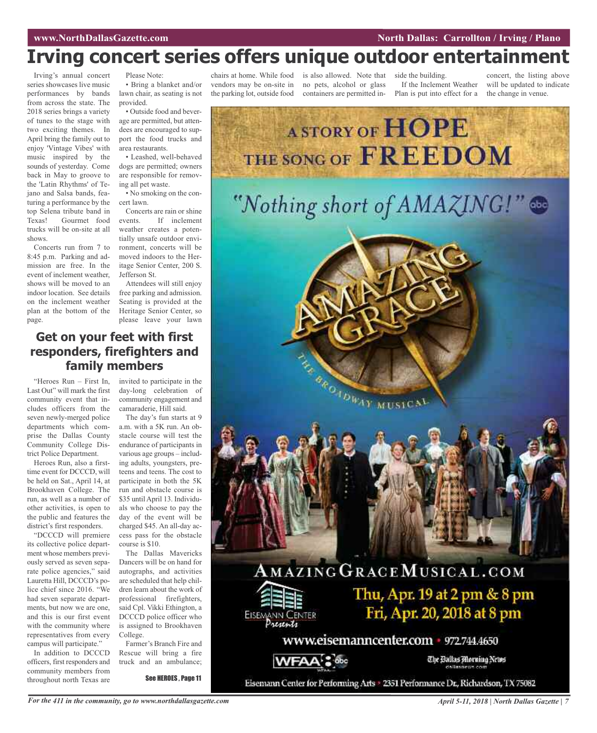# Irving concert series offers unique outdoor entertainment

Irving's annual concert series showcases live music performances by bands from across the state. The 2018 series brings a variety of tunes to the stage with two exciting themes. In April bring the family out to enjoy 'Vintage Vibes' with music inspired by the sounds of yesterday. Come back in May to groove to the 'Latin Rhythms' of Tejano and Salsa bands, featuring a performance by the top Selena tribute band in Texas! Gourmet food trucks will be on-site at all shows.

Concerts run from 7 to 8:45 p.m. Parking and admission are free. In the event of inclement weather, shows will be moved to an indoor location. See details on the inclement weather plan at the bottom of the page.

Please Note:

- Bring a blanket and/or lawn chair, as seating is not provided.
- Outside food and beverage are permitted, but attendees are encouraged to support the food trucks and area restaurants.
- Leashed, well-behaved dogs are permitted; owners are responsible for removing all pet waste.
- No smoking on the concert lawn.

Concerts are rain or shine events. If inclement weather creates a potentially unsafe outdoor environment, concerts will be moved indoors to the Heritage Senior Center, 200 S. Jefferson St.

Attendees will still enjoy free parking and admission. Seating is provided at the Heritage Senior Center, so please leave your lawn chairs at home. While food vendors may be on-site in the parking lot, outside food is also allowed. Note that no pets, alcohol or glass containers are permitted inside the building.

If the Inclement Weather Plan is put into effect for a concert, the listing above will be updated to indicate the change in venue.

## Get on your feet with first responders, firefighters and family members

"Heroes Run – First In, Last Out" will mark the first community event that includes officers from the seven newly-merged police departments which comprise the Dallas County Community College District Police Department.

Heroes Run, also a first-time event for DCCCD, will be held on Sat., April 14, at Brookhaven College. The run, as well as a number of other activities, is open to the public and features the district's first responders.

"DCCCD will premiere its collective police department whose members previously served as seven separate police agencies," said Lauretta Hill, DCCCD's police chief since 2016. "We had seven separate departments, but now we are one, and this is our first event with the community where representatives from every campus will participate."

In addition to DCCCD officers, first responders and community members from throughout north Texas are invited to participate in the day-long celebration of community engagement and camaraderie, Hill said.

The day's fun starts at 9 a.m. with a 5K run. An obstacle course will test the endurance of participants in various age groups – including adults, youngsters, preteens and teens. The cost to participate in both the 5K run and obstacle course is $35 until April 13. Individuals who choose to pay the day of the event will be charged $45. An all-day access pass for the obstacle course is $10.

The Dallas Mavericks Dancers will be on hand for autographs, and activities are scheduled that help children learn about the work of professional firefighters, said Cpl. Vikki Ethington, a DCCCD police officer who is assigned to Brookhaven College.

Farmer's Branch Fire and Rescue will bring a fire truck and an ambulance;

See HEROES, Page 11

A STORY OF HOPE
THE SONG OF FREEDOM

"Nothing short of AMAZING!" abc

AMAZING GRACE
THE BROADWAY MUSICAL

AMAZINGGRACEMUSICAL.COM

Eisemann Center Presents

Thu, Apr. 19 at 2 pm & 8 pm
Fri, Apr. 20, 2018 at 8 pm

www.eisemanncenter.com • 972.744.4650

WFAA 8 abc — The Dallas Morning News

Eisemann Center for Performing Arts • 2351 Performance Dr., Richardson, TX 75082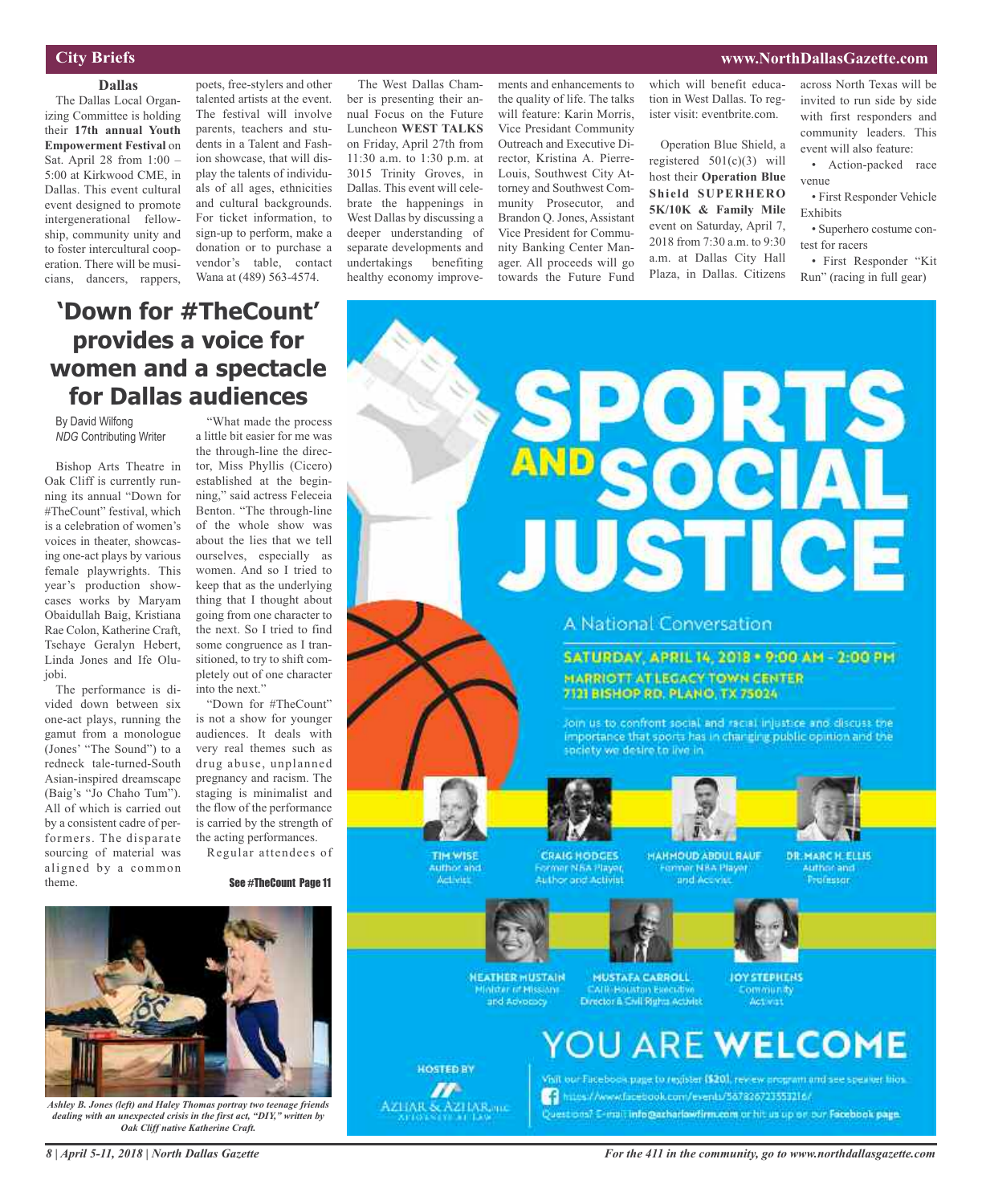## City Briefs

### Dallas

The Dallas Local Organizing Committee is holding their **17th annual Youth Empowerment Festival** on Sat. April 28 from 1:00 – 5:00 at Kirkwood CME, in Dallas. This event cultural event designed to promote intergenerational fellowship, community unity and to foster intercultural cooperation. There will be musicians, dancers, rappers, poets, free-stylers and other talented artists at the event. The festival will involve parents, teachers and students in a Talent and Fashion showcase, that will display the talents of individuals of all ages, ethnicities and cultural backgrounds. For ticket information, to sign-up to perform, make a donation or to purchase a vendor's table, contact Wana at (489) 563-4574.

The West Dallas Chamber is presenting their annual Focus on the Future Luncheon **WEST TALKS** on Friday, April 27th from 11:30 a.m. to 1:30 p.m. at 3015 Trinity Groves, in Dallas. This event will celebrate the happenings in West Dallas by discussing a deeper understanding of separate developments and undertakings benefiting healthy economy improvements and enhancements to the quality of life. The talks will feature: Karin Morris, Vice Presidant Community Outreach and Executive Director, Kristina A. Pierre-Louis, Southwest City Attorney and Southwest Community Prosecutor, and Brandon Q. Jones, Assistant Vice President for Community Banking Center Manager. All proceeds will go towards the Future Fund which will benefit education in West Dallas. To register visit: eventbrite.com.

Operation Blue Shield, a registered 501(c)(3) will host their **Operation Blue Shield SUPERHERO 5K/10K & Family Mile** event on Saturday, April 7, 2018 from 7:30 a.m. to 9:30 a.m. at Dallas City Hall Plaza, in Dallas. Citizens across North Texas will be invited to run side by side with first responders and community leaders. This event will also feature:

- Action-packed race venue
- First Responder Vehicle Exhibits
- Superhero costume contest for racers
- First Responder "Kit Run" (racing in full gear)

# 'Down for #TheCount' provides a voice for women and a spectacle for Dallas audiences

By David Wilfong
*NDG* Contributing Writer

Bishop Arts Theatre in Oak Cliff is currently running its annual "Down for #TheCount" festival, which is a celebration of women's voices in theater, showcasing one-act plays by various female playwrights. This year's production showcases works by Maryam Obaidullah Baig, Kristiana Rae Colon, Katherine Craft, Tsehaye Geralyn Hebert, Linda Jones and Ife Olujobi.

The performance is divided down between six one-act plays, running the gamut from a monologue (Jones' "The Sound") to a redneck tale-turned-South Asian-inspired dreamscape (Baig's "Jo Chaho Tum"). All of which is carried out by a consistent cadre of performers. The disparate sourcing of material was aligned by a common theme.

"What made the process a little bit easier for me was the through-line the director, Miss Phyllis (Cicero) established at the beginning," said actress Feleceia Benton. "The through-line of the whole show was about the lies that we tell ourselves, especially as women. And so I tried to keep that as the underlying thing that I thought about going from one character to the next. So I tried to find some congruence as I transitioned, to try to shift completely out of one character into the next."

"Down for #TheCount" is not a show for younger audiences. It deals with very real themes such as drug abuse, unplanned pregnancy and racism. The staging is minimalist and the flow of the performance is carried by the strength of the acting performances.

Regular attendees of

See #TheCount Page 11

*Ashley B. Jones (left) and Haley Thomas portray two teenage friends dealing with an unexpected crisis in the first act, "DIY," written by Oak Cliff native Katherine Craft.*

# SPORTS AND SOCIAL JUSTICE

A National Conversation

**SATURDAY, APRIL 14, 2018 • 9:00 AM - 2:00 PM**
**MARRIOTT AT LEGACY TOWN CENTER**
**7121 BISHOP RD. PLANO, TX 75024**

Join us to confront social and racial injustice and discuss the importance that sports has in changing public opinion and the society we desire to live in.

**TIM WISE** – Author and Activist
**CRAIG HODGES** – Former NBA Player, Author and Activist
**MAHMOUD ABDUL RAUF** – Former NBA Player and Activist
**DR. MARC H. ELLIS** – Author and Professor
**HEATHER MUSTAIN** – Minister of Missions and Advocacy
**MUSTAFA CARROLL** – CAIR-Houston Executive Director & Civil Rights Activist
**JOY STEPHENS** – Community Activist

## YOU ARE WELCOME

HOSTED BY AZHAR & AZHAR, PLLC – Attorneys at Law

Visit our Facebook page to register ($20), review program and see speaker bios.
https://www.facebook.com/events/567826723553216/
Questions? E-mail **info@azharlawfirm.com** or hit us up on our **Facebook page**.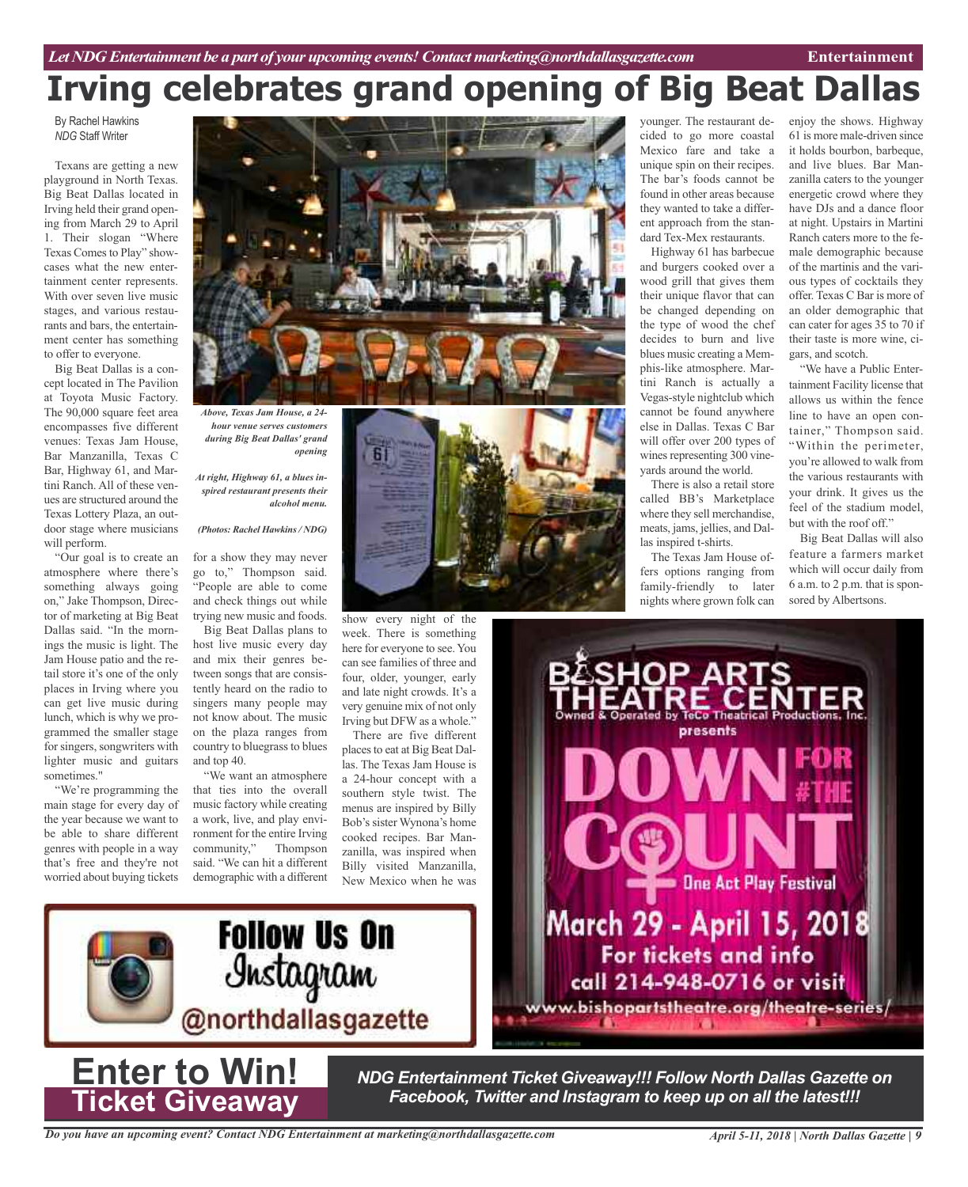# Irving celebrates grand opening of Big Beat Dallas

By Rachel Hawkins
*NDG* Staff Writer

Texans are getting a new playground in North Texas. Big Beat Dallas located in Irving held their grand opening from March 29 to April 1. Their slogan "Where Texas Comes to Play" showcases what the new entertainment center represents. With over seven live music stages, and various restaurants and bars, the entertainment center has something to offer to everyone.

Big Beat Dallas is a concept located in The Pavilion at Toyota Music Factory. The 90,000 square feet area encompasses five different venues: Texas Jam House, Bar Manzanilla, Texas C Bar, Highway 61, and Martini Ranch. All of these venues are structured around the Texas Lottery Plaza, an outdoor stage where musicians will perform.

"Our goal is to create an atmosphere where there's something always going on," Jake Thompson, Director of marketing at Big Beat Dallas said. "In the mornings the music is light. The Jam House patio and the retail store it's one of the only places in Irving where you can get live music during lunch, which is why we programmed the smaller stage for singers, songwriters with lighter music and guitars sometimes."

"We're programming the main stage for every day of the year because we want to be able to share different genres with people in a way that's free and they're not worried about buying tickets for a show they may never go to," Thompson said. "People are able to come and check things out while trying new music and foods.

*Above, Texas Jam House, a 24-hour venue serves customers during Big Beat Dallas' grand opening*

*At right, Highway 61, a blues inspired restaurant present their alcohol menu.*

*(Photos: Rachel Hawkins / NDG)*

Big Beat Dallas plans to host live music every day and mix their genres between songs that are consistently heard on the radio to singers many people may not know about. The music on the plaza ranges from country to bluegrass to blues and top 40.

"We want an atmosphere that ties into the overall music factory while creating a work, live, and play environment for the entire Irving community," Thompson said. "We can hit a different demographic with a different show every night of the week. There is something here for everyone to see. You can see families of three and four, older, younger, early and late night crowds. It's a very genuine mix of not only Irving but DFW as a whole."

There are five different places to eat at Big Beat Dallas. The Texas Jam House is a 24-hour concept with a southern style twist. The menus are inspired by Billy Bob's sister Wynona's home cooked recipes. Bar Manzanilla, was inspired when Billy visited Manzanilla, New Mexico when he was younger. The restaurant decided to go more coastal Mexico fare and take a unique spin on their recipes. The bar's foods cannot be found in other areas because they wanted to take a different approach from the standard Tex-Mex restaurants.

Highway 61 has barbecue and burgers cooked over a wood grill that gives them their unique flavor that can be changed depending on the type of wood the chef decides to burn and live blues music creating a Memphis-like atmosphere. Martini Ranch is actually a Vegas-style nightclub which cannot be found anywhere else in Dallas. Texas C Bar will offer over 200 types of wines representing 300 vineyards around the world.

There is also a retail store called BB's Marketplace where they sell merchandise, meats, jams, jellies, and Dallas inspired t-shirts.

The Texas Jam House offers options ranging from family-friendly to later nights where grown folk can enjoy the shows. Highway 61 is more male-driven since it holds bourbon, barbeque, and live blues. Bar Manzanilla caters to the younger energetic crowd where they have DJs and a dance floor at night. Upstairs in Martini Ranch caters more to the female demographic because of the martinis and the various types of cocktails they offer. Texas C Bar is more of an older demographic that can cater for ages 35 to 70 if their taste is more wine, cigars, and scotch.

"We have a Public Entertainment Facility license that allows us within the fence line to have an open container," Thompson said. "Within the perimeter, you're allowed to walk from the various restaurants with your drink. It gives us the feel of the stadium model, but with the roof off."

Big Beat Dallas will also feature a farmers market which will occur daily from 6 a.m. to 2 p.m. that is sponsored by Albertsons.

Follow Us On Instagram @northdallasgazette

Bishop Arts Theatre Center
Owned & Operated by TeCo Theatrical Productions, Inc. presents
DOWN FOR #THE COUNT
One Act Play Festival
March 29 - April 15, 2018
For tickets and info call 214-948-0716 or visit www.bishopartstheatre.org/theatre-series/

**Enter to Win! Ticket Giveaway**

***NDG Entertainment Ticket Giveaway!!! Follow North Dallas Gazette on Facebook, Twitter and Instagram to keep up on all the latest!!!***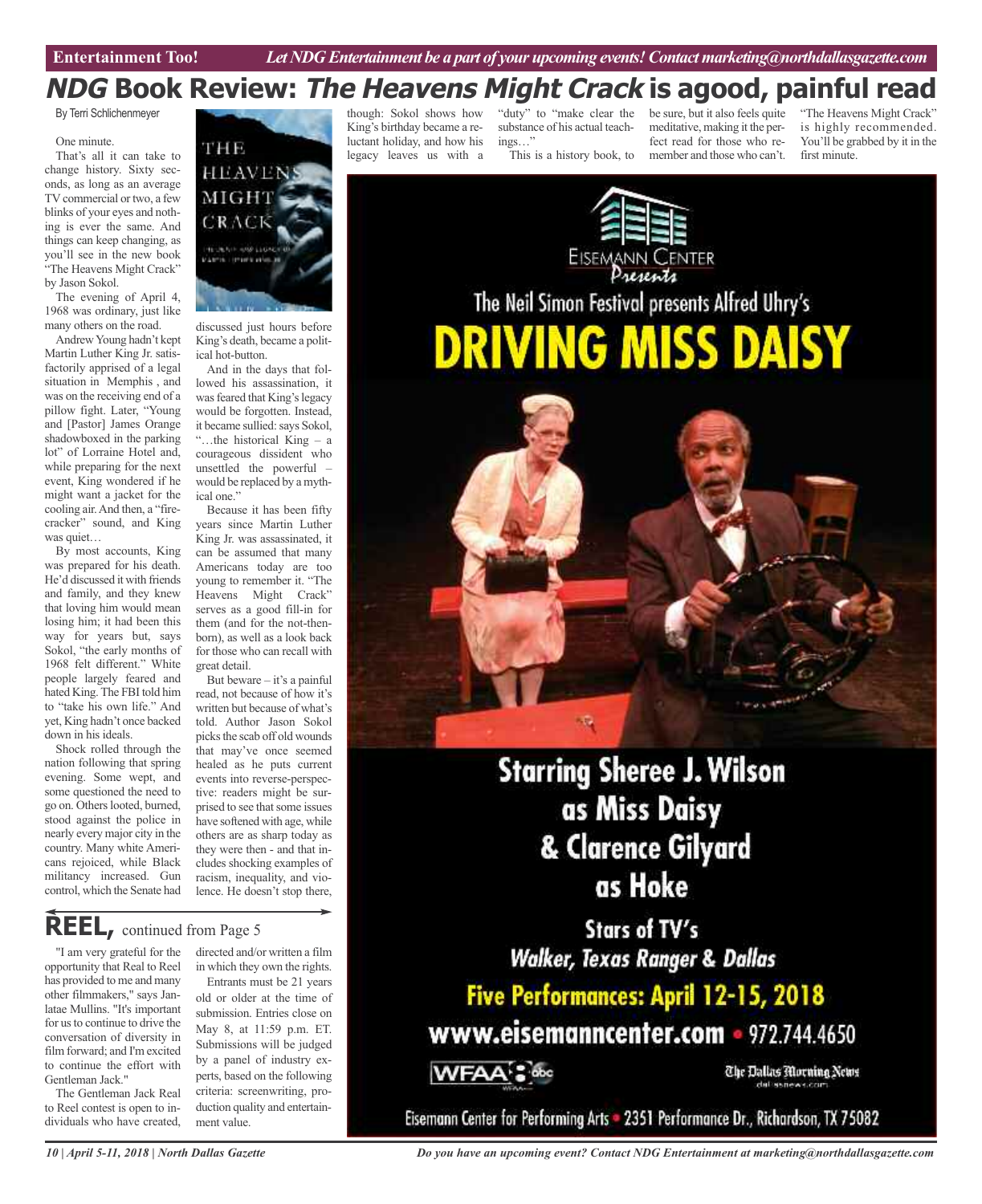# *NDG* Book Review: *The Heavens Might Crack* is agood, painful read

By Terri Schlichenmeyer

One minute.

That's all it can take to change history. Sixty seconds, as long as an average TV commercial or two, a few blinks of your eyes and nothing is ever the same. And things can keep changing, as you'll see in the new book "The Heavens Might Crack" by Jason Sokol.

The evening of April 4, 1968 was ordinary, just like many others on the road.

Andrew Young hadn't kept Martin Luther King Jr. satisfactorily apprised of a legal situation in Memphis , and was on the receiving end of a pillow fight. Later, "Young and [Pastor] James Orange shadowboxed in the parking lot" of Lorraine Hotel and, while preparing for the next event, King wondered if he might want a jacket for the cooling air. And then, a "firecracker" sound, and King was quiet…

By most accounts, King was prepared for his death. He'd discussed it with friends and family, and they knew that loving him would mean losing him; it had been this way for years but, says Sokol, "the early months of 1968 felt different." White people largely feared and hated King. The FBI told him to "take his own life." And yet, King hadn't once backed down in his ideals.

Shock rolled through the nation following that spring evening. Some wept, and some questioned the need to go on. Others looted, burned, stood against the police in nearly every major city in the country. Many white Americans rejoiced, while Black militancy increased. Gun control, which the Senate had discussed just hours before King's death, became a political hot-button.

And in the days that followed his assassination, it was feared that King's legacy would be forgotten. Instead, it became sullied: says Sokol, "…the historical King – a courageous dissident who unsettled the powerful – would be replaced by a mythical one."

Because it has been fifty years since Martin Luther King Jr. was assassinated, it can be assumed that many Americans today are too young to remember it. "The Heavens Might Crack" serves as a good fill-in for them (and for the not-then-born), as well as a look back for those who can recall with great detail.

But beware – it's a painful read, not because of how it's written but because of what's told. Author Jason Sokol picks the scab off old wounds that may've once seemed healed as he puts current events into reverse-perspective: readers might be surprised to see that some issues have softened with age, while others are as sharp today as they were then - and that includes shocking examples of racism, inequality, and violence. He doesn't stop there, though: Sokol shows how King's birthday became a reluctant holiday, and how his legacy leaves us with a "duty" to "make clear the substance of his actual teachings…"

This is a history book, to be sure, but it also feels quite meditative, making it the perfect read for those who remember and those who can't. "The Heavens Might Crack" is highly recommended. You'll be grabbed by it in the first minute.

## REEL, continued from Page 5

"I am very grateful for the opportunity that Real to Reel has provided to me and many other filmmakers," says Janlatae Mullins. "It's important for us to continue to drive the conversation of diversity in film forward; and I'm excited to continue the effort with Gentleman Jack."

The Gentleman Jack Real to Reel contest is open to individuals who have created, directed and/or written a film in which they own the rights.

Entrants must be 21 years old or older at the time of submission. Entries close on May 8, at 11:59 p.m. ET. Submissions will be judged by a panel of industry experts, based on the following criteria: screenwriting, production quality and entertainment value.

---

Eisemann Center Presents

The Neil Simon Festival presents Alfred Uhry's

# DRIVING MISS DAISY

Starring Sheree J. Wilson as Miss Daisy & Clarence Gilyard as Hoke

Stars of TV's *Walker, Texas Ranger & Dallas*

Five Performances: April 12-15, 2018

www.eisemanncenter.com • 972.744.4650

WFAA 8 abc — The Dallas Morning News dallasnews.com

Eisemann Center for Performing Arts • 2351 Performance Dr., Richardson, TX 75082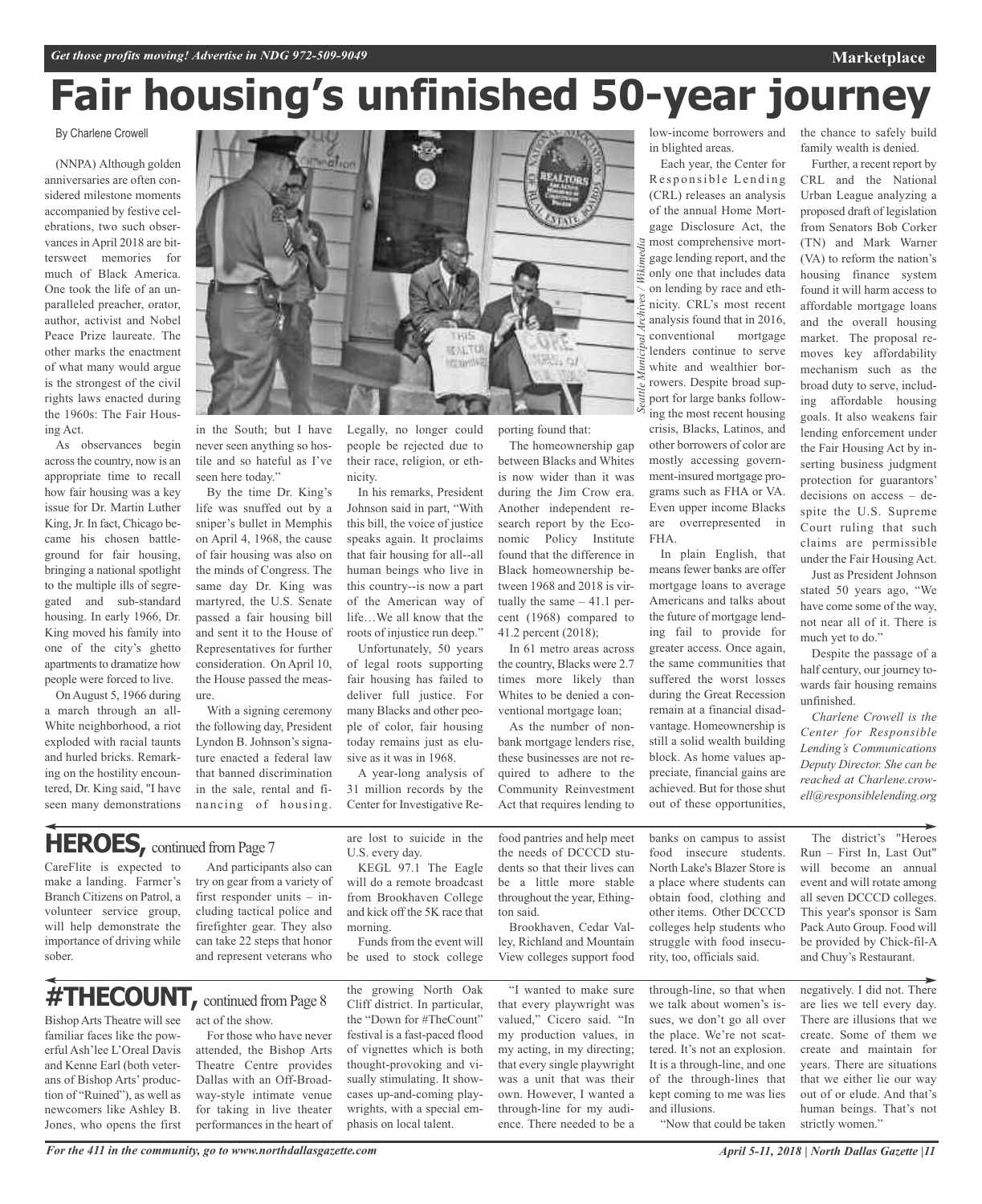# Fair housing's unfinished 50-year journey

By Charlene Crowell

(NNPA) Although golden anniversaries are often considered milestone moments accompanied by festive celebrations, two such observances in April 2018 are bittersweet memories for much of Black America. One took the life of an unparalleled preacher, orator, author, activist and Nobel Peace Prize laureate. The other marks the enactment of what many would argue is the strongest of the civil rights laws enacted during the 1960s: The Fair Housing Act.

As observances begin across the country, now is an appropriate time to recall how fair housing was a key issue for Dr. Martin Luther King, Jr. In fact, Chicago became his chosen battleground for fair housing, bringing a national spotlight to the multiple ills of segregated and sub-standard housing. In early 1966, Dr. King moved his family into one of the city's ghetto apartments to dramatize how people were forced to live.

On August 5, 1966 during a march through an all-White neighborhood, a riot exploded with racial taunts and hurled bricks. Remarking on the hostility encountered, Dr. King said, "I have seen many demonstrations in the South; but I have never seen anything so hostile and so hateful as I've seen here today."

By the time Dr. King's life was snuffed out by a sniper's bullet in Memphis on April 4, 1968, the cause of fair housing was also on the minds of Congress. The same day Dr. King was martyred, the U.S. Senate passed a fair housing bill and sent it to the House of Representatives for further consideration. On April 10, the House passed the measure.

With a signing ceremony the following day, President Lyndon B. Johnson's signature enacted a federal law that banned discrimination in the sale, rental and financing of housing. Legally, no longer could people be rejected due to their race, religion, or ethnicity.

In his remarks, President Johnson said in part, "With this bill, the voice of justice speaks again. It proclaims that fair housing for all--all human beings who live in this country--is now a part of the American way of life…We all know that the roots of injustice run deep."

Unfortunately, 50 years of legal roots supporting fair housing has failed to deliver full justice. For many Blacks and other people of color, fair housing today remains just as elusive as it was in 1968.

A year-long analysis of 31 million records by the Center for Investigative Reporting found that:

The homeownership gap between Blacks and Whites is now wider than it was during the Jim Crow era. Another independent research report by the Economic Policy Institute found that the difference in Black homeownership between 1968 and 2018 is virtually the same – 41.1 percent (1968) compared to 41.2 percent (2018);

In 61 metro areas across the country, Blacks were 2.7 times more likely than Whites to be denied a conventional mortgage loan;

As the number of nonbank mortgage lenders rise, these businesses are not required to adhere to the Community Reinvestment Act that requires lending to low-income borrowers and in blighted areas.

*Seattle Municipal Archives / Wikimedia*

Each year, the Center for Responsible Lending (CRL) releases an analysis of the annual Home Mortgage Disclosure Act, the most comprehensive mortgage lending report, and the only one that includes data on lending by race and ethnicity. CRL's most recent analysis found that in 2016, conventional mortgage lenders continue to serve white and wealthier borrowers. Despite broad support for large banks following the most recent housing crisis, Blacks, Latinos, and other borrowers of color are mostly accessing government-insured mortgage programs such as FHA or VA. Even upper income Blacks are overrepresented in FHA.

In plain English, that means fewer banks are offer mortgage loans to average Americans and talks about the future of mortgage lending fail to provide for greater access. Once again, the same communities that suffered the worst losses during the Great Recession remain at a financial disadvantage. Homeownership is still a solid wealth building block. As home values appreciate, financial gains are achieved. But for those shut out of these opportunities, the chance to safely build family wealth is denied.

Further, a recent report by CRL and the National Urban League analyzing a proposed draft of legislation from Senators Bob Corker (TN) and Mark Warner (VA) to reform the nation's housing finance system found it will harm access to affordable mortgage loans and the overall housing market. The proposal removes key affordability mechanism such as the broad duty to serve, including affordable housing goals. It also weakens fair lending enforcement under the Fair Housing Act by inserting business judgment protection for guarantors' decisions on access – despite the U.S. Supreme Court ruling that such claims are permissible under the Fair Housing Act.

Just as President Johnson stated 50 years ago, "We have come some of the way, not near all of it. There is much yet to do."

Despite the passage of a half century, our journey towards fair housing remains unfinished.

*Charlene Crowell is the Center for Responsible Lending's Communications Deputy Director. She can be reached at Charlene.crowell@responsiblelending.org*

## HEROES, continued from Page 7

CareFlite is expected to make a landing. Farmer's Branch Citizens on Patrol, a volunteer service group, will help demonstrate the importance of driving while sober.

And participants also can try on gear from a variety of first responder units – including tactical police and firefighter gear. They also can take 22 steps that honor and represent veterans who are lost to suicide in the U.S. every day.

KEGL 97.1 The Eagle will do a remote broadcast from Brookhaven College and kick off the 5K race that morning.

Funds from the event will be used to stock college food pantries and help meet the needs of DCCCD students so that their lives can be a little more stable throughout the year, Ethington said.

Brookhaven, Cedar Valley, Richland and Mountain View colleges support food banks on campus to assist food insecure students. North Lake's Blazer Store is a place where students can obtain food, clothing and other items. Other DCCCD colleges help students who struggle with food insecurity, too, officials said.

The district's "Heroes Run – First In, Last Out" will become an annual event and will rotate among all seven DCCCD colleges. This year's sponsor is Sam Pack Auto Group. Food will be provided by Chick-fil-A and Chuy's Restaurant.

## #THECOUNT, continued from Page 8

Bishop Arts Theatre will see familiar faces like the powerful Ash'lee L'Oreal Davis and Kenne Earl (both veterans of Bishop Arts' production of "Ruined"), as well as newcomers like Ashley B. Jones, who opens the first act of the show.

For those who have never attended, the Bishop Arts Theatre Centre provides Dallas with an Off-Broadway-style intimate venue for taking in live theater performances in the heart of the growing North Oak Cliff district. In particular, the "Down for #TheCount" festival is a fast-paced flood of vignettes which is both thought-provoking and visually stimulating. It showcases up-and-coming playwrights, with a special emphasis on local talent.

"I wanted to make sure that every playwright was valued," Cicero said. "In my production values, in my acting, in my directing; that every single playwright was a unit that was their own. However, I wanted a through-line for my audience. There needed to be a through-line, so that when we talk about women's issues, we don't go all over the place. We're not scattered. It's not an explosion. It is a through-line, and one of the through-lines that kept coming to me was lies and illusions.

"Now that could be taken negatively. I did not. There are lies we tell every day. There are illusions that we create. Some of them we create and maintain for years. There are situations that we either lie our way out of or elude. And that's human beings. That's not strictly women."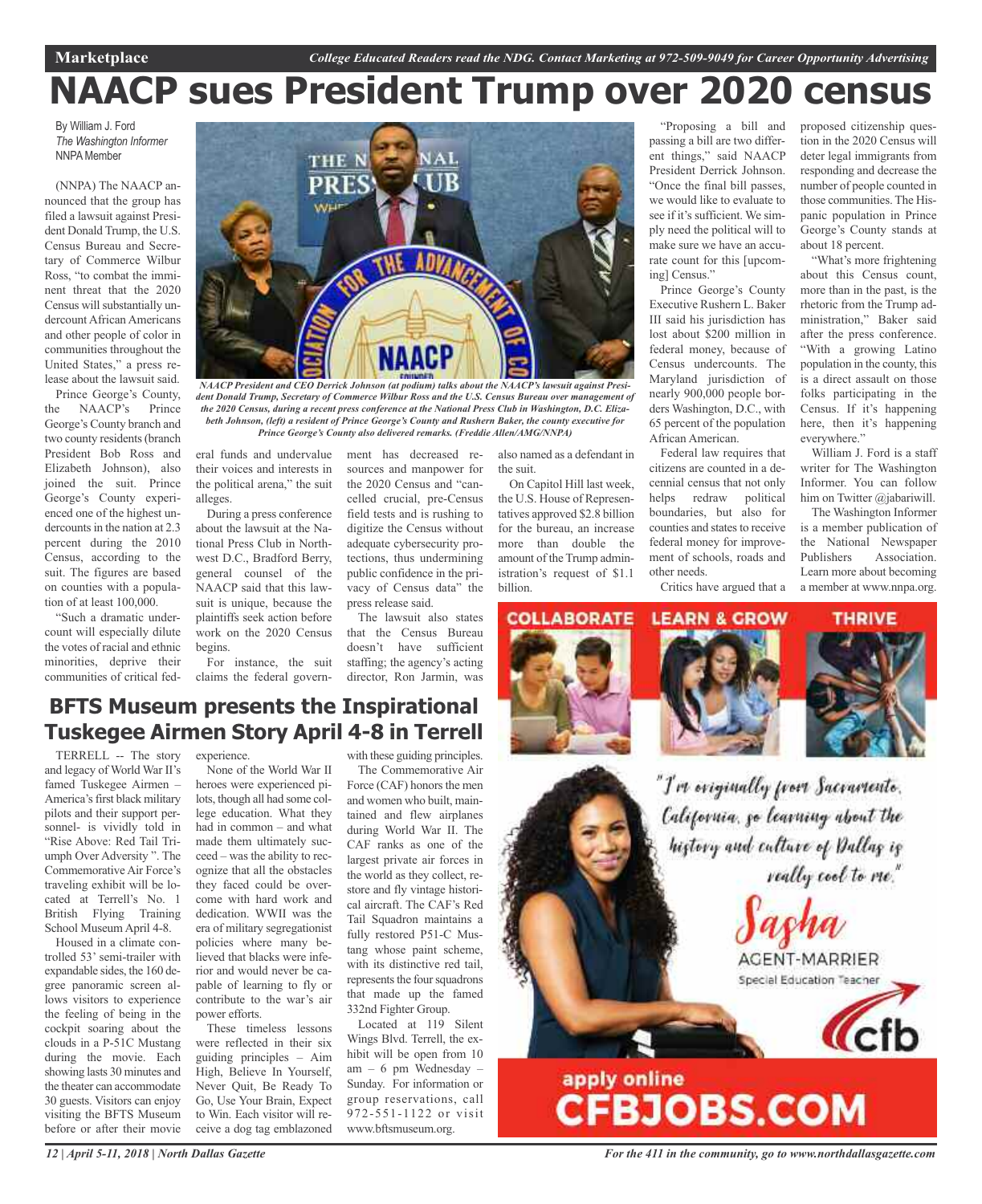# NAACP sues President Trump over 2020 census

By William J. Ford
*The Washington Informer*
NNPA Member

(NNPA) The NAACP announced that the group has filed a lawsuit against President Donald Trump, the U.S. Census Bureau and Secretary of Commerce Wilbur Ross, "to combat the imminent threat that the 2020 Census will substantially undercount African Americans and other people of color in communities throughout the United States," a press release about the lawsuit said.

Prince George's County, the NAACP's Prince George's County branch and two county residents (branch President Bob Ross and Elizabeth Johnson), also joined the suit. Prince George's County experienced one of the highest undercounts in the nation at 2.3 percent during the 2010 Census, according to the suit. The figures are based on counties with a population of at least 100,000.

"Such a dramatic undercount will especially dilute the votes of racial and ethnic minorities, deprive their communities of critical federal funds and undervalue their voices and interests in the political arena," the suit alleges.

*NAACP President and CEO Derrick Johnson (at podium) talks about the NAACP's lawsuit against President Donald Trump, Secretary of Commerce Wilbur Ross and the U.S. Census Bureau over management of the 2020 Census, during a recent press conference at the National Press Club in Washington, D.C. Elizabeth Johnson, (left) a resident of Prince George's County and Rushern Baker, the county executive for Prince George's County also delivered remarks. (Freddie Allen/AMG/NNPA)*

During a press conference about the lawsuit at the National Press Club in Northwest D.C., Bradford Berry, general counsel of the NAACP said that this lawsuit is unique, because the plaintiffs seek action before work on the 2020 Census begins.

For instance, the suit claims the federal government has decreased resources and manpower for the 2020 Census and "cancelled crucial, pre-Census field tests and is rushing to digitize the Census without adequate cybersecurity protections, thus undermining public confidence in the privacy of Census data" the press release said.

The lawsuit also states that the Census Bureau doesn't have sufficient staffing; the agency's acting director, Ron Jarmin, was also named as a defendant in the suit.

On Capitol Hill last week, the U.S. House of Representatives approved $2.8 billion for the bureau, an increase more than double the amount of the Trump administration's request of $1.1 billion.

"Proposing a bill and passing a bill are two different things," said NAACP President Derrick Johnson. "Once the final bill passes, we would like to evaluate to see if it's sufficient. We simply need the political will to make sure we have an accurate count for this [upcoming] Census."

Prince George's County Executive Rushern L. Baker III said his jurisdiction has lost about $200 million in federal money, because of Census undercounts. The Maryland jurisdiction of nearly 900,000 people borders Washington, D.C., with 65 percent of the population African American.

Federal law requires that citizens are counted in a decennial census that not only helps redraw political boundaries, but also for counties and states to receive federal money for improvement of schools, roads and other needs.

Critics have argued that a proposed citizenship question in the 2020 Census will deter legal immigrants from responding and decrease the number of people counted in those communities. The Hispanic population in Prince George's County stands at about 18 percent.

"What's more frightening about this Census count, more than in the past, is the rhetoric from the Trump administration," Baker said after the press conference. "With a growing Latino population in the county, this is a direct assault on those folks participating in the Census. If it's happening here, then it's happening everywhere."

William J. Ford is a staff writer for The Washington Informer. You can follow him on Twitter @jabariwill.

The Washington Informer is a member publication of the National Newspaper Publishers Association. Learn more about becoming a member at www.nnpa.org.

## BFTS Museum presents the Inspirational Tuskegee Airmen Story April 4-8 in Terrell

TERRELL -- The story and legacy of World War II's famed Tuskegee Airmen – America's first black military pilots and their support personnel- is vividly told in "Rise Above: Red Tail Triumph Over Adversity ". The Commemorative Air Force's traveling exhibit will be located at Terrell's No. 1 British Flying Training School Museum April 4-8.

Housed in a climate controlled 53' semi-trailer with expandable sides, the 160 degree panoramic screen allows visitors to experience the feeling of being in the cockpit soaring about the clouds in a P-51C Mustang during the movie. Each showing lasts 30 minutes and the theater can accommodate 30 guests. Visitors can enjoy visiting the BFTS Museum before or after their movie experience.

None of the World War II heroes were experienced pilots, though all had some college education. What they had in common – and what made them ultimately succeed – was the ability to recognize that all the obstacles they faced could be overcome with hard work and dedication. WWII was the era of military segregationist policies where many believed that blacks were inferior and would never be capable of learning to fly or contribute to the war's air power efforts.

These timeless lessons were reflected in their six guiding principles – Aim High, Believe In Yourself, Never Quit, Be Ready To Go, Use Your Brain, Expect to Win. Each visitor will receive a dog tag emblazoned with these guiding principles.

The Commemorative Air Force (CAF) honors the men and women who built, maintained and flew airplanes during World War II. The CAF ranks as one of the largest private air forces in the world as they collect, restore and fly vintage historical aircraft. The CAF's Red Tail Squadron maintains a fully restored P51-C Mustang whose paint scheme, with its distinctive red tail, represents the four squadrons that made up the famed 332nd Fighter Group.

Located at 119 Silent Wings Blvd. Terrell, the exhibit will be open from 10 am – 6 pm Wednesday – Sunday. For information or group reservations, call 972-551-1122 or visit www.bftsmuseum.org.

COLLABORATE LEARN & GROW THRIVE

"I'm originally from Sacramento, California, so learning about the history and culture of Dallas is really cool to me."

Sasha
AGENT-MARRIER
Special Education Teacher

cfb

apply online
CFBJOBS.COM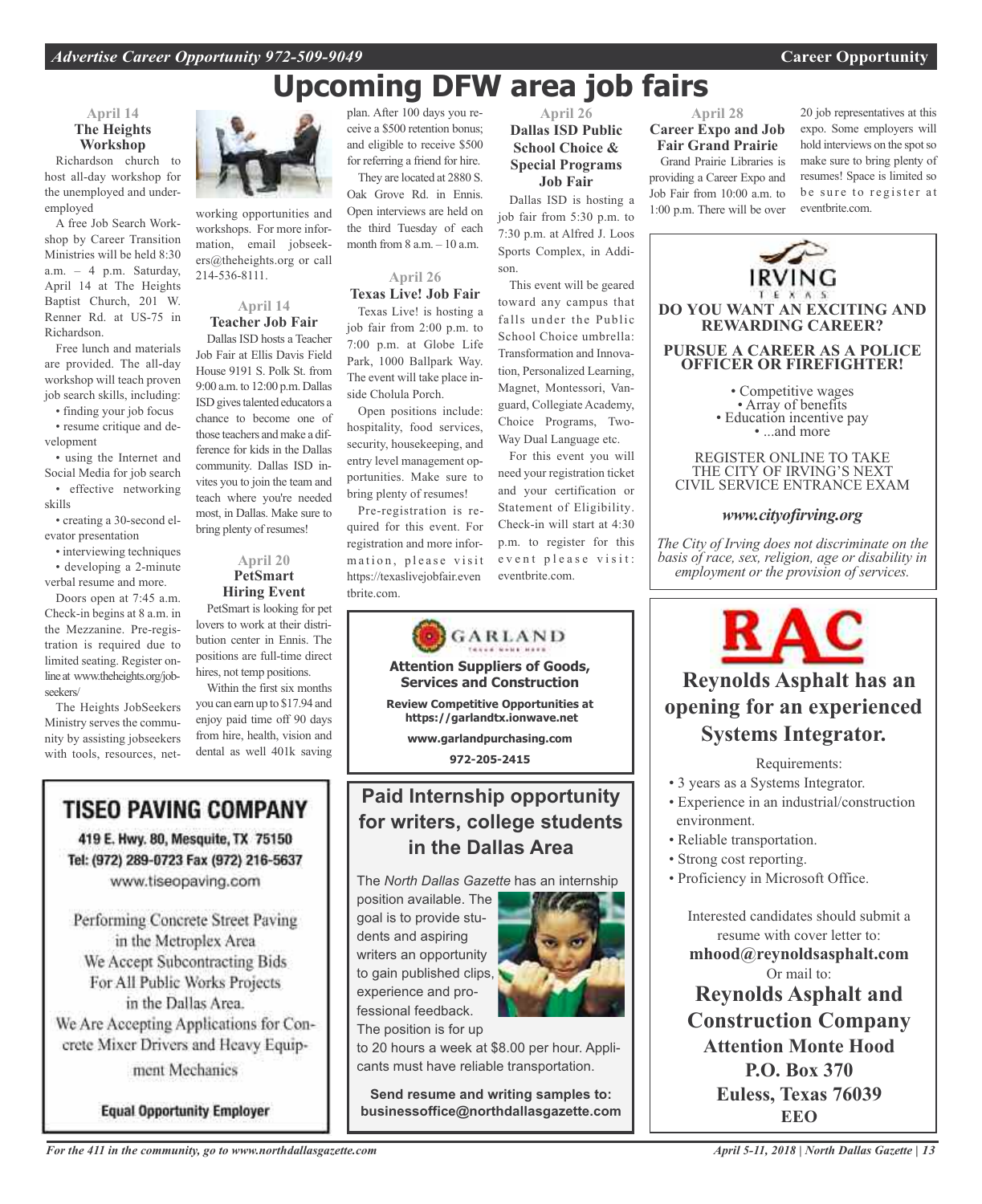# Upcoming DFW area job fairs

### April 14
### The Heights Workshop

Richardson church to host all-day workshop for the unemployed and underemployed

A free Job Search Workshop by Career Transition Ministries will be held 8:30 a.m. – 4 p.m. Saturday, April 14 at The Heights Baptist Church, 201 W. Renner Rd. at US-75 in Richardson.

Free lunch and materials are provided. The all-day workshop will teach proven job search skills, including:

- finding your job focus
- resume critique and development
- using the Internet and Social Media for job search
- effective networking skills
- creating a 30-second elevator presentation
- interviewing techniques
- developing a 2-minute verbal resume and more.

Doors open at 7:45 a.m. Check-in begins at 8 a.m. in the Mezzanine. Pre-registration is required due to limited seating. Register online at www.theheights.org/jobseekers/

The Heights JobSeekers Ministry serves the community by assisting jobseekers with tools, resources, networking opportunities and workshops. For more information, email jobseekers@theheights.org or call 214-536-8111.

### April 14
### Teacher Job Fair

Dallas ISD hosts a Teacher Job Fair at Ellis Davis Field House 9191 S. Polk St. from 9:00 a.m. to 12:00 p.m. Dallas ISD gives talented educators a chance to become one of those teachers and make a difference for kids in the Dallas community. Dallas ISD invites you to join the team and teach where you're needed most, in Dallas. Make sure to bring plenty of resumes!

### April 20
### PetSmart Hiring Event

PetSmart is looking for pet lovers to work at their distribution center in Ennis. The positions are full-time direct hires, not temp positions.

Within the first six months you can earn up to $17.94 and enjoy paid time off 90 days from hire, health, vision and dental as well 401k saving plan. After 100 days you receive a $500 retention bonus; and eligible to receive $500 for referring a friend for hire.

They are located at 2880 S. Oak Grove Rd. in Ennis. Open interviews are held on the third Tuesday of each month from 8 a.m. – 10 a.m.

### April 26
### Texas Live! Job Fair

Texas Live! is hosting a job fair from 2:00 p.m. to 7:00 p.m. at Globe Life Park, 1000 Ballpark Way. The event will take place inside Cholula Porch.

Open positions include: hospitality, food services, security, housekeeping, and entry level management opportunities. Make sure to bring plenty of resumes!

Pre-registration is required for this event. For registration and more information, please visit https://texaslivejobfair.eventbrite.com.

### April 26
### Dallas ISD Public School Choice & Special Programs Job Fair

Dallas ISD is hosting a job fair from 5:30 p.m. to 7:30 p.m. at Alfred J. Loos Sports Complex, in Addison.

This event will be geared toward any campus that falls under the Public School Choice umbrella: Transformation and Innovation, Personalized Learning, Magnet, Montessori, Vanguard, Collegiate Academy, Choice Programs, Two-Way Dual Language etc.

For this event you will need your registration ticket and your certification or Statement of Eligibility. Check-in will start at 4:30 p.m. to register for this event please visit: eventbrite.com.

### April 28
### Career Expo and Job Fair Grand Prairie

Grand Prairie Libraries is providing a Career Expo and Job Fair from 10:00 a.m. to 1:00 p.m. There will be over 20 job representatives at this expo. Some employers will hold interviews on the spot so make sure to bring plenty of resumes! Space is limited so be sure to register at eventbrite.com.

---

IRVING TEXAS

**DO YOU WANT AN EXCITING AND REWARDING CAREER?**

**PURSUE A CAREER AS A POLICE OFFICER OR FIREFIGHTER!**

- Competitive wages
- Array of benefits
- Education incentive pay
- ...and more

REGISTER ONLINE TO TAKE THE CITY OF IRVING'S NEXT CIVIL SERVICE ENTRANCE EXAM

***www.cityofirving.org***

*The City of Irving does not discriminate on the basis of race, sex, religion, age or disability in employment or the provision of services.*

---

GARLAND

**Attention Suppliers of Goods, Services and Construction**

**Review Competitive Opportunities at https://garlandtx.ionwave.net**

**www.garlandpurchasing.com**

**972-205-2415**

---

## TISEO PAVING COMPANY

419 E. Hwy. 80, Mesquite, TX 75150
Tel: (972) 289-0723 Fax (972) 216-5637
www.tiseopaving.com

Performing Concrete Street Paving in the Metroplex Area
We Accept Subcontracting Bids For All Public Works Projects in the Dallas Area.
We Are Accepting Applications for Concrete Mixer Drivers and Heavy Equipment Mechanics

**Equal Opportunity Employer**

---

## Paid Internship opportunity for writers, college students in the Dallas Area

The *North Dallas Gazette* has an internship position available. The goal is to provide students and aspiring writers an opportunity to gain published clips, experience and professional feedback. The position is for up to 20 hours a week at $8.00 per hour. Applicants must have reliable transportation.

**Send resume and writing samples to: businessoffice@northdallasgazette.com**

---

RAC

## Reynolds Asphalt has an opening for an experienced Systems Integrator.

Requirements:

- 3 years as a Systems Integrator.
- Experience in an industrial/construction environment.
- Reliable transportation.
- Strong cost reporting.
- Proficiency in Microsoft Office.

Interested candidates should submit a resume with cover letter to:
**mhood@reynoldsasphalt.com**
Or mail to:

**Reynolds Asphalt and Construction Company**
**Attention Monte Hood**
**P.O. Box 370**
**Euless, Texas 76039**
**EEO**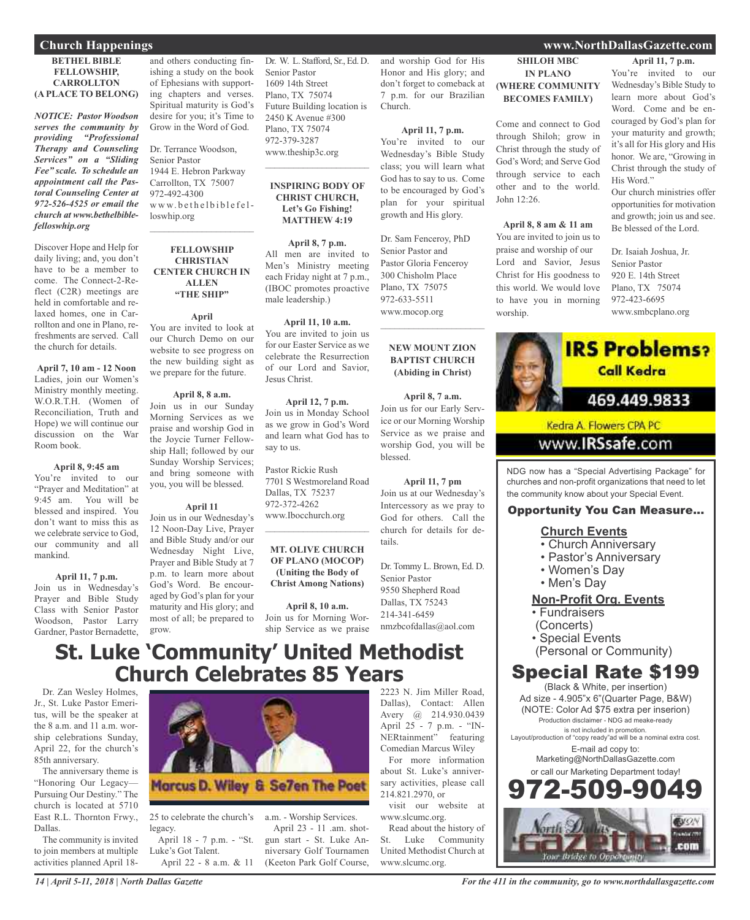## Church Happenings

**BETHEL BIBLE FELLOWSHIP, CARROLLTON (A PLACE TO BELONG)**

***NOTICE: Pastor Woodson serves the community by providing "Professional Therapy and Counseling Services" on a "Sliding Fee" scale. To schedule an appointment call the Pastoral Counseling Center at 972-526-4525 or email the church at www.bethelbiblefelloswhip.org***

Discover Hope and Help for daily living; and, you don't have to be a member to come. The Connect-2-Reflect (C2R) meetings are held in comfortable and relaxed homes, one in Carrollton and one in Plano, refreshments are served. Call the church for details.

**April 7, 10 am - 12 Noon**
Ladies, join our Women's Ministry monthly meeting. W.O.R.T.H. (Women of Reconciliation, Truth and Hope) we will continue our discussion on the War Room book.

**April 8, 9:45 am**
You're invited to our "Prayer and Meditation" at 9:45 am. You will be blessed and inspired. You don't want to miss this as we celebrate service to God, our community and all mankind.

**April 11, 7 p.m.**
Join us in Wednesday's Prayer and Bible Study Class with Senior Pastor Woodson, Pastor Larry Gardner, Pastor Bernadette, and others conducting finishing a study on the book of Ephesians with supporting chapters and verses. Spiritual maturity is God's desire for you; it's Time to Grow in the Word of God.

Dr. Terrance Woodson,
Senior Pastor
1944 E. Hebron Parkway
Carrollton, TX 75007
972-492-4300
www.bethelbiblefelloswhip.org

---

**FELLOWSHIP CHRISTIAN CENTER CHURCH IN ALLEN "THE SHIP"**

**April**
You are invited to look at our Church Demo on our website to see progress on the new building sight as we prepare for the future.

**April 8, 8 a.m.**
Join us in our Sunday Morning Services as we praise and worship God in the Joycie Turner Fellowship Hall; followed by our Sunday Worship Services; and bring someone with you, you will be blessed.

**April 11**
Join us in our Wednesday's 12 Noon-Day Live, Prayer and Bible Study and/or our Wednesday Night Live, Prayer and Bible Study at 7 p.m. to learn more about God's Word. Be encouraged by God's plan for your maturity and His glory; and most of all; be prepared to grow.

Dr. W. L. Stafford, Sr., Ed. D.
Senior Pastor
1609 14th Street
Plano, TX 75074
Future Building location is
2450 K Avenue #300
Plano, TX 75074
972-379-3287
www.theship3c.org

---

**INSPIRING BODY OF CHRIST CHURCH, Let's Go Fishing! MATTHEW 4:19**

**April 8, 7 p.m.**
All men are invited to Men's Ministry meeting each Friday night at 7 p.m., (IBOC promotes proactive male leadership.)

**April 11, 10 a.m.**
You are invited to join us for our Easter Service as we celebrate the Resurrection of our Lord and Savior, Jesus Christ.

**April 12, 7 p.m.**
Join us in Monday School as we grow in God's Word and learn what God has to say to us.

Pastor Rickie Rush
7701 S Westmoreland Road
Dallas, TX 75237
972-372-4262
www.Ibocchurch.org

---

**MT. OLIVE CHURCH OF PLANO (MOCOP) (Uniting the Body of Christ Among Nations)**

**April 8, 10 a.m.**
Join us for Morning Worship Service as we praise and worship God for His Honor and His glory; and don't forget to comeback at 7 p.m. for our Brazilian Church.

**April 11, 7 p.m.**
You're invited to our Wednesday's Bible Study class; you will learn what God has to say to us. Come to be encouraged by God's plan for your spiritual growth and His glory.

Dr. Sam Fenceroy, PhD
Senior Pastor and
Pastor Gloria Fenceroy
300 Chisholm Place
Plano, TX 75075
972-633-5511
www.mocop.org

---

**NEW MOUNT ZION BAPTIST CHURCH (Abiding in Christ)**

**April 8, 7 a.m.**
Join us for our Early Service or our Morning Worship Service as we praise and worship God, you will be blessed.

**April 11, 7 pm**
Join us at our Wednesday's Intercessory as we pray to God for others. Call the church for details for details.

Dr. Tommy L. Brown, Ed. D.
Senior Pastor
9550 Shepherd Road
Dallas, TX 75243
214-341-6459
nmzbcofdallas@aol.com

---

**SHILOH MBC IN PLANO (WHERE COMMUNITY BECOMES FAMILY)**

Come and connect to God through Shiloh; grow in Christ through the study of God's Word; and Serve God through service to each other and to the world. John 12:26.

**April 8, 8 am & 11 am**
You are invited to join us to praise and worship of our Lord and Savior, Jesus Christ for His goodness to this world. We would love to have you in morning worship.

**April 11, 7 p.m.**
You're invited to our Wednesday's Bible Study to learn more about God's Word. Come and be encouraged by God's plan for your maturity and growth; it's all for His glory and His honor. We are, "Growing in Christ through the study of His Word."
Our church ministries offer opportunities for motivation and growth; join us and see. Be blessed of the Lord.

Dr. Isaiah Joshua, Jr.
Senior Pastor
920 E. 14th Street
Plano, TX 75074
972-423-6695
www.smbcplano.org

---

**IRS Problems? Call Kedra**
469.449.9833
Kedra A. Flowers CPA PC
www.IRSsafe.com

---

NDG now has a "Special Advertising Package" for churches and non-profit organizations that need to let the community know about your Special Event.

**Opportunity You Can Measure...**

**Church Events**
- Church Anniversary
- Pastor's Anniversary
- Women's Day
- Men's Day

**Non-Profit Org. Events**
- Fundraisers (Concerts)
- Special Events (Personal or Community)

**Special Rate $199**
(Black & White, per insertion)
Ad size - 4.905"x 6"(Quarter Page, B&W)
(NOTE: Color Ad $75 extra per inserion)
Production disclaimer - NDG ad meake-ready is not included in promotion.
Layout/production of "copy ready"ad will be a nominal extra cost.
E-mail ad copy to:
Marketing@NorthDallasGazette.com
or call our Marketing Department today!
**972-509-9049**

---

# St. Luke 'Community' United Methodist Church Celebrates 85 Years

Dr. Zan Wesley Holmes, Jr., St. Luke Pastor Emeritus, will be the speaker at the 8 a.m. and 11 a.m. worship celebrations Sunday, April 22, for the church's 85th anniversary.

The anniversary theme is "Honoring Our Legacy—Pursuing Our Destiny." The church is located at 5710 East R.L. Thornton Frwy., Dallas.

The community is invited to join members at multiple activities planned April 18-25 to celebrate the church's legacy.

Marcus D. Wiley & Se7en The Poet

April 18 - 7 p.m. - "St. Luke's Got Talent.

April 22 - 8 a.m. & 11 a.m. - Worship Services.

April 23 - 11 .am. shotgun start - St. Luke Anniversary Golf Tournamen (Keeton Park Golf Course, 2223 N. Jim Miller Road, Dallas), Contact: Allen Avery @ 214.930.0439

April 25 - 7 p.m. - "INNERtainment" featuring Comedian Marcus Wiley

For more information about St. Luke's anniversary activities, please call 214.821.2970, or visit our website at www.slcumc.org.

Read about the history of St. Luke Community United Methodist Church at www.slcumc.org.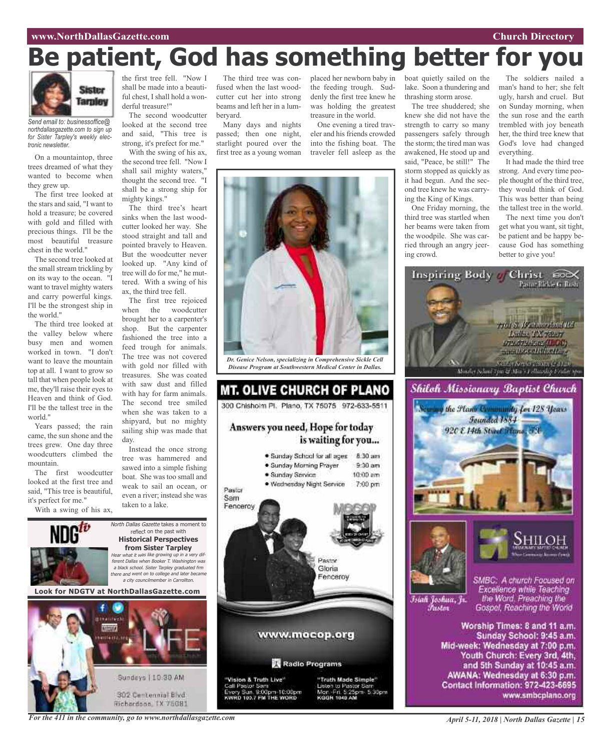# Be patient, God has something better for you

Send email to: businessoffice@northdallasgazette.com to sign up for Sister Tarpley's weekly electronic newsletter.

On a mountaintop, three trees dreamed of what they wanted to become when they grew up.

The first tree looked at the stars and said, "I want to hold a treasure; be covered with gold and filled with precious things. I'll be the most beautiful treasure chest in the world."

The second tree looked at the small stream trickling by on its way to the ocean. "I want to travel mighty waters and carry powerful kings. I'll be the strongest ship in the world."

The third tree looked at the valley below where busy men and women worked in town. "I don't want to leave the mountain top at all. I want to grow so tall that when people look at me, they'll raise their eyes to Heaven and think of God. I'll be the tallest tree in the world."

Years passed; the rain came, the sun shone and the trees grew. One day three woodcutters climbed the mountain.

The first woodcutter looked at the first tree and said, "This tree is beautiful, it's perfect for me."

With a swing of his ax, the first tree fell. "Now I shall be made into a beautiful chest, I shall hold a wonderful treasure!"

The second woodcutter looked at the second tree and said, "This tree is strong, it's perfect for me."

With the swing of his ax, the second tree fell. "Now I shall sail mighty waters," thought the second tree. "I shall be a strong ship for mighty kings."

The third tree's heart sinks when the last woodcutter looked her way. She stood straight and tall and pointed bravely to Heaven. But the woodcutter never looked up. "Any kind of tree will do for me," he muttered. With a swing of his ax, the third tree fell.

The first tree rejoiced when the woodcutter brought her to a carpenter's shop. But the carpenter fashioned the tree into a feed trough for animals. The tree was not covered with gold nor filled with treasures. She was coated with saw dust and filled with hay for farm animals. The second tree smiled when she was taken to a shipyard, but no mighty sailing ship was made that day.

Instead the once strong tree was hammered and sawed into a simple fishing boat. She was too small and weak to sail an ocean, or even a river; instead she was taken to a lake.

The third tree was confused when the last woodcutter cut her into strong beams and left her in a lumberyard.

Many days and nights passed; then one night, starlight poured over the first tree as a young woman placed her newborn baby in the feeding trough. Suddenly the first tree knew he was holding the greatest treasure in the world.

One evening a tired traveler and his friends crowded into the fishing boat. The traveler fell asleep as the boat quietly sailed on the lake. Soon a thundering and thrashing storm arose.

The tree shuddered; she knew she did not have the strength to carry so many passengers safely through the storm; the tired man was awakened, He stood up and said, "Peace, be still!" The storm stopped as quickly as it had begun. And the second tree knew he was carrying the King of Kings.

One Friday morning, the third tree was startled when her beams were taken from the woodpile. She was carried through an angry jeering crowd.

The soldiers nailed a man's hand to her; she felt ugly, harsh and cruel. But on Sunday morning, when the sun rose and the earth trembled with joy beneath her, the third tree knew that God's love had changed everything.

It had made the third tree strong. And every time people thought of the third tree, they would think of God. This was better than being the tallest tree in the world.

The next time you don't get what you want, sit tight, be patient and be happy because God has something better to give you!

*Dr. Genice Nelson, specializing in Comprehensive Sickle Cell Disease Program at Southwestern Medical Center in Dallas.*

*North Dallas Gazette* takes a moment to reflect on the past with **Historical Perspectives from Sister Tarpley**

*Hear what it was like growing up in a very different Dallas when Booker T. Washington was a black school. Sister Tarpley graduated frm there and went on to college and later became a city councilmember in Carrollton.*

**Look for NDGTV at NorthDallasGazette.com**

LIFE
Sundays | 10:30 AM
302 Centennial Blvd
Richardson, TX 75081

## MT. OLIVE CHURCH OF PLANO

300 Chisholm Pl. Plano, TX 75075 972-633-5511

**Answers you need, Hope for today is waiting for you...**

- Sunday School for all ages 8:30 am
- Sunday Morning Prayer 9:30 am
- Sunday Service 10:00 am
- Wednesday Night Service 7:00 pm

Pastor Sam Fenceroy

Pastor Gloria Fenceroy

www.mocop.org

Radio Programs

"Vision & Truth Live" Call Pastor Sam Every Sun. 9:00pm-10:00pm KWRD 103.7 FM THE WORD

"Truth Made Simple" Listen to Pastor Sam Mon.-Fri. 5:25pm-5:30pm KGGR 1040 AM

## Inspiring Body of Christ

Pastor Rickie G. Rush

7701 S. Westmoreland Rd
Dallas TX 75237
972.372.4262(IBOC)
www.IBOCChurch.org

## Shiloh Missionary Baptist Church

Serving the Plano Community for 128 Years
Founded 1884
920 E 14th Street Plano, TX

SHILOH MISSIONARY BAPTIST CHURCH

Isiah Joshua, Jr. Pastor

SMBC: A church Focused on Excellence while Teaching the Word, Preaching the Gospel, Reaching the World

**Worship Times: 8 and 11 a.m.**
**Sunday School: 9:45 a.m.**
**Mid-week: Wednesday at 7:00 p.m.**
**Youth Church: Every 3rd, 4th, and 5th Sunday at 10:45 a.m.**
**AWANA: Wednesday at 6:30 p.m.**
**Contact Information: 972-423-6695**
**www.smbcplano.org**

For the 411 in the community, go to www.northdallasgazette.com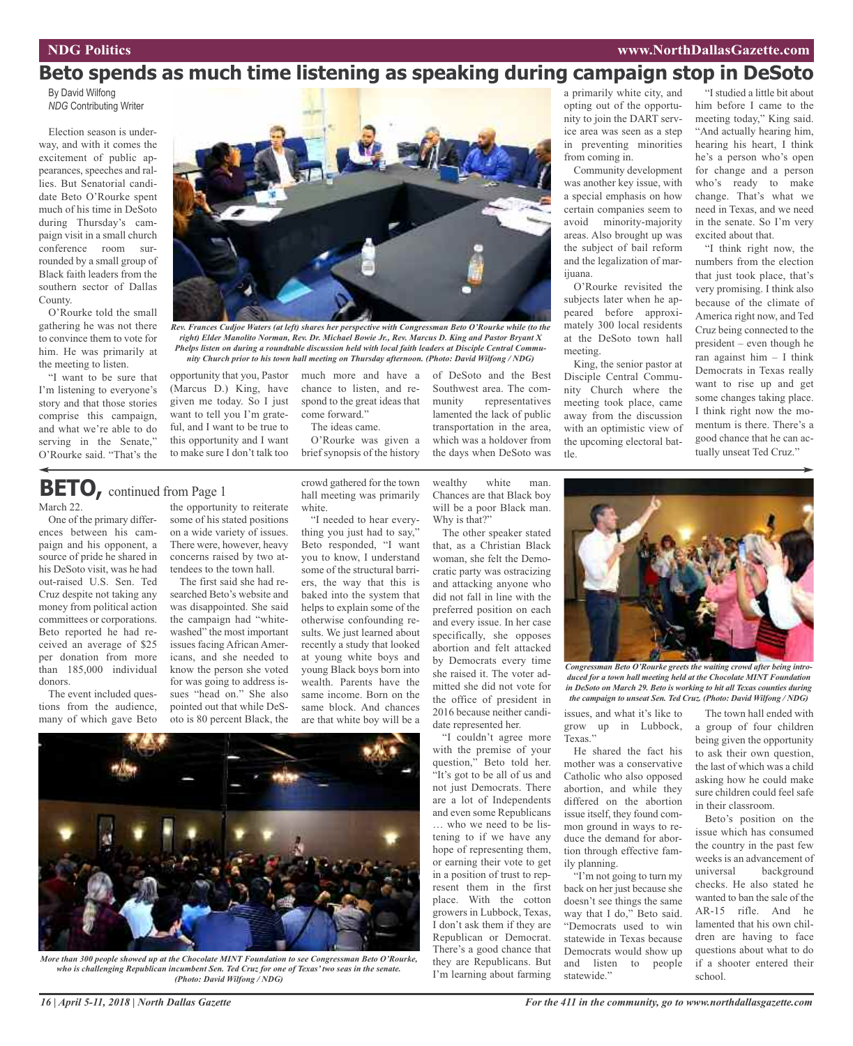# Beto spends as much time listening as speaking during campaign stop in DeSoto

By David Wilfong
*NDG* Contributing Writer

Election season is underway, and with it comes the excitement of public appearances, speeches and rallies. But Senatorial candidate Beto O'Rourke spent much of his time in DeSoto during Thursday's campaign visit in a small church conference room surrounded by a small group of Black faith leaders from the southern sector of Dallas County.

O'Rourke told the small gathering he was not there to convince them to vote for him. He was primarily at the meeting to listen.

"I want to be sure that I'm listening to everyone's story and that those stories comprise this campaign, and what we're able to do serving in the Senate," O'Rourke said. "That's the opportunity that you, Pastor (Marcus D.) King, have given me today. So I just want to tell you I'm grateful, and I want to be true to this opportunity and I want to make sure I don't talk too much more and have a chance to listen, and respond to the great ideas that come forward."

The ideas came.

O'Rourke was given a brief synopsis of the history of DeSoto and the Best Southwest area. The community representatives lamented the lack of public transportation in the area, which was a holdover from the days when DeSoto was a primarily white city, and opting out of the opportunity to join the DART service area was seen as a step in preventing minorities from coming in.

Community development was another key issue, with a special emphasis on how certain companies seem to avoid minority-majority areas. Also brought up was the subject of bail reform and the legalization of marijuana.

O'Rourke revisited the subjects later when he appeared before approximately 300 local residents at the DeSoto town hall meeting.

King, the senior pastor at Disciple Central Community Church where the meeting took place, came away from the discussion with an optimistic view of the upcoming electoral battle.

"I studied a little bit about him before I came to the meeting today," King said. "And actually hearing him, hearing his heart, I think he's a person who's open for change and a person who's ready to make change. That's what we need in Texas, and we need in the senate. So I'm very excited about that.

"I think right now, the numbers from the election that just took place, that's very promising. I think also because of the climate of America right now, and Ted Cruz being connected to the president – even though he ran against him – I think Democrats in Texas really want to rise up and get some changes taking place. I think right now the momentum is there. There's a good chance that he can actually unseat Ted Cruz."

*Rev. Frances Cudjoe Waters (at left) shares her perspective with Congressman Beto O'Rourke while (to the right) Elder Manolito Norman, Rev. Dr. Michael Bowie Jr., Rev. Marcus D. King and Pastor Bryant X Phelps listen on during a roundtable discussion held with local faith leaders at Disciple Central Community Church prior to his town hall meeting on Thursday afternoon. (Photo: David Wilfong / NDG)*

## BETO, continued from Page 1

March 22.

One of the primary differences between his campaign and his opponent, a source of pride he shared in his DeSoto visit, was he had out-raised U.S. Sen. Ted Cruz despite not taking any money from political action committees or corporations. Beto reported he had received an average of $25 per donation from more than 185,000 individual donors.

The event included questions from the audience, many of which gave Beto the opportunity to reiterate some of his stated positions on a wide variety of issues. There were, however, heavy concerns raised by two attendees to the town hall.

The first said she had researched Beto's website and was disappointed. She said the campaign had "white-washed" the most important issues facing African Americans, and she needed to know the person she voted for was going to address issues "head on." She also pointed out that while DeSoto is 80 percent Black, the crowd gathered for the town hall meeting was primarily white.

"I needed to hear everything you just had to say," Beto responded, "I want you to know, I understand some of the structural barriers, the way that this is baked into the system that helps to explain some of the otherwise confounding results. We just learned about recently a study that looked at young white boys and young Black boys born into wealth. Parents have the same income. Born on the same block. And chances are that white boy will be a wealthy white man. Chances are that Black boy will be a poor Black man. Why is that?"

The other speaker stated that, as a Christian Black woman, she felt the Democratic party was ostracizing and attacking anyone who did not fall in line with the preferred position on each and every issue. In her case specifically, she opposes abortion and felt attacked by Democrats every time she raised it. The voter admitted she did not vote for the office of president in 2016 because neither candidate represented her.

"I couldn't agree more with the premise of your question," Beto told her. "It's got to be all of us and not just Democrats. There are a lot of Independents and even some Republicans … who we need to be listening to if we have any hope of representing them, or earning their vote to get in a position of trust to represent them in the first place. With the cotton growers in Lubbock, Texas, I don't ask them if they are Republican or Democrat. There's a good chance that they are Republicans. But I'm learning about farming issues, and what it's like to grow up in Lubbock, Texas."

He shared the fact his mother was a conservative Catholic who also opposed abortion, and while they differed on the abortion issue itself, they found common ground in ways to reduce the demand for abortion through effective family planning.

"I'm not going to turn my back on her just because she doesn't see things the same way that I do," Beto said. "Democrats used to win statewide in Texas because Democrats would show up and listen to people statewide."

The town hall ended with a group of four children being given the opportunity to ask their own question, the last of which was a child asking how he could make sure children could feel safe in their classroom.

Beto's position on the issue which has consumed the country in the past few weeks is an advancement of universal background checks. He also stated he wanted to ban the sale of the AR-15 rifle. And he lamented that his own children are having to face questions about what to do if a shooter entered their school.

*Congressman Beto O'Rourke greets the waiting crowd after being introduced for a town hall meeting held at the Chocolate MINT Foundation in DeSoto on March 29. Beto is working to hit all Texas counties during the campaign to unseat Sen. Ted Cruz. (Photo: David Wilfong / NDG)*

*More than 300 people showed up at the Chocolate MINT Foundation to see Congressman Beto O'Rourke, who is challenging Republican incumbent Sen. Ted Cruz for one of Texas' two seas in the senate. (Photo: David Wilfong / NDG)*